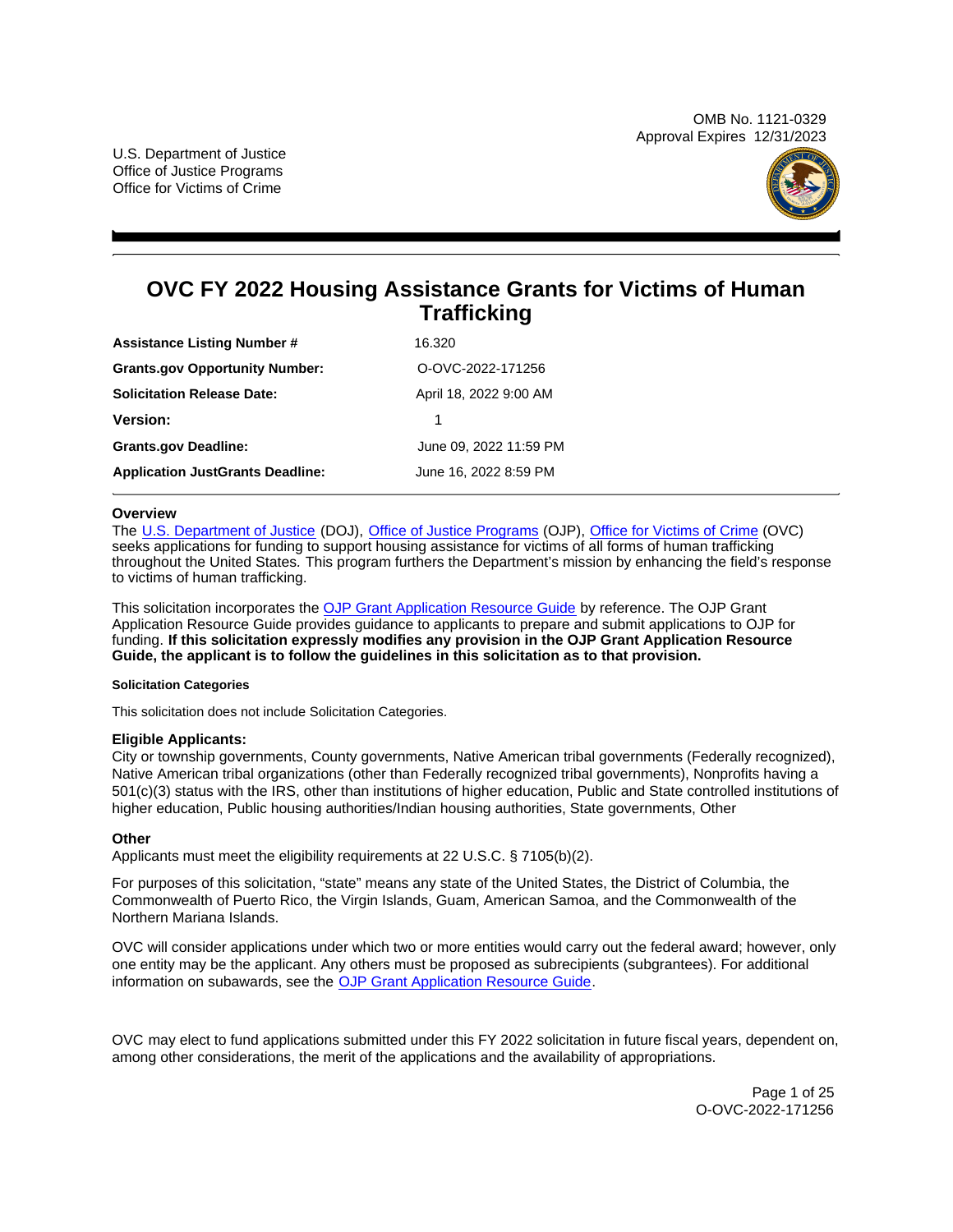OMB No. 1121-0329
Approval Expires 12/31/2023

U.S. Department of Justice
Office of Justice Programs
Office for Victims of Crime

# OVC FY 2022 Housing Assistance Grants for Victims of Human Trafficking

| | |
|---|---|
| **Assistance Listing Number #** | 16.320 |
| **Grants.gov Opportunity Number:** | O-OVC-2022-171256 |
| **Solicitation Release Date:** | April 18, 2022 9:00 AM |
| **Version:** | 1 |
| **Grants.gov Deadline:** | June 09, 2022 11:59 PM |
| **Application JustGrants Deadline:** | June 16, 2022 8:59 PM |

### Overview

The U.S. Department of Justice (DOJ), Office of Justice Programs (OJP), Office for Victims of Crime (OVC) seeks applications for funding to support housing assistance for victims of all forms of human trafficking throughout the United States. This program furthers the Department's mission by enhancing the field's response to victims of human trafficking.

This solicitation incorporates the OJP Grant Application Resource Guide by reference. The OJP Grant Application Resource Guide provides guidance to applicants to prepare and submit applications to OJP for funding. **If this solicitation expressly modifies any provision in the OJP Grant Application Resource Guide, the applicant is to follow the guidelines in this solicitation as to that provision.**

#### Solicitation Categories

This solicitation does not include Solicitation Categories.

### Eligible Applicants:

City or township governments, County governments, Native American tribal governments (Federally recognized), Native American tribal organizations (other than Federally recognized tribal governments), Nonprofits having a 501(c)(3) status with the IRS, other than institutions of higher education, Public and State controlled institutions of higher education, Public housing authorities/Indian housing authorities, State governments, Other

### Other

Applicants must meet the eligibility requirements at 22 U.S.C. § 7105(b)(2).

For purposes of this solicitation, "state" means any state of the United States, the District of Columbia, the Commonwealth of Puerto Rico, the Virgin Islands, Guam, American Samoa, and the Commonwealth of the Northern Mariana Islands.

OVC will consider applications under which two or more entities would carry out the federal award; however, only one entity may be the applicant. Any others must be proposed as subrecipients (subgrantees). For additional information on subawards, see the OJP Grant Application Resource Guide.

OVC may elect to fund applications submitted under this FY 2022 solicitation in future fiscal years, dependent on, among other considerations, the merit of the applications and the availability of appropriations.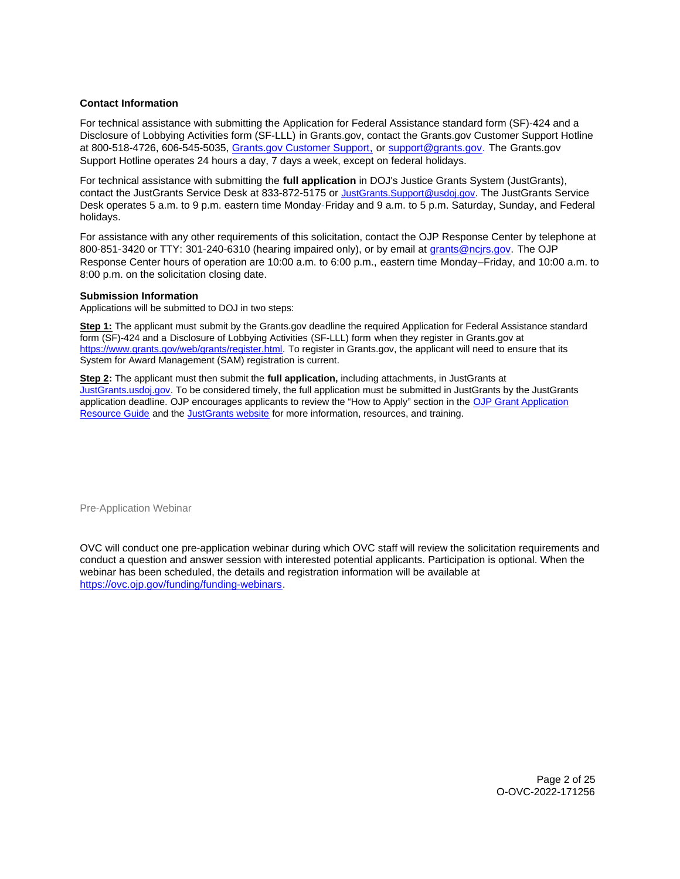### Contact Information

For technical assistance with submitting the Application for Federal Assistance standard form (SF)-424 and a Disclosure of Lobbying Activities form (SF-LLL) in Grants.gov, contact the Grants.gov Customer Support Hotline at 800-518-4726, 606-545-5035, Grants.gov Customer Support, or support@grants.gov. The Grants.gov Support Hotline operates 24 hours a day, 7 days a week, except on federal holidays.

For technical assistance with submitting the **full application** in DOJ's Justice Grants System (JustGrants), contact the JustGrants Service Desk at 833-872-5175 or JustGrants.Support@usdoj.gov. The JustGrants Service Desk operates 5 a.m. to 9 p.m. eastern time Monday-Friday and 9 a.m. to 5 p.m. Saturday, Sunday, and Federal holidays.

For assistance with any other requirements of this solicitation, contact the OJP Response Center by telephone at 800-851-3420 or TTY: 301-240-6310 (hearing impaired only), or by email at grants@ncjrs.gov. The OJP Response Center hours of operation are 10:00 a.m. to 6:00 p.m., eastern time Monday–Friday, and 10:00 a.m. to 8:00 p.m. on the solicitation closing date.

### Submission Information

Applications will be submitted to DOJ in two steps:

**Step 1:** The applicant must submit by the Grants.gov deadline the required Application for Federal Assistance standard form (SF)-424 and a Disclosure of Lobbying Activities (SF-LLL) form when they register in Grants.gov at https://www.grants.gov/web/grants/register.html. To register in Grants.gov, the applicant will need to ensure that its System for Award Management (SAM) registration is current.

**Step 2:** The applicant must then submit the **full application,** including attachments, in JustGrants at JustGrants.usdoj.gov. To be considered timely, the full application must be submitted in JustGrants by the JustGrants application deadline. OJP encourages applicants to review the "How to Apply" section in the OJP Grant Application Resource Guide and the JustGrants website for more information, resources, and training.

### Pre-Application Webinar

OVC will conduct one pre-application webinar during which OVC staff will review the solicitation requirements and conduct a question and answer session with interested potential applicants. Participation is optional. When the webinar has been scheduled, the details and registration information will be available at https://ovc.ojp.gov/funding/funding-webinars.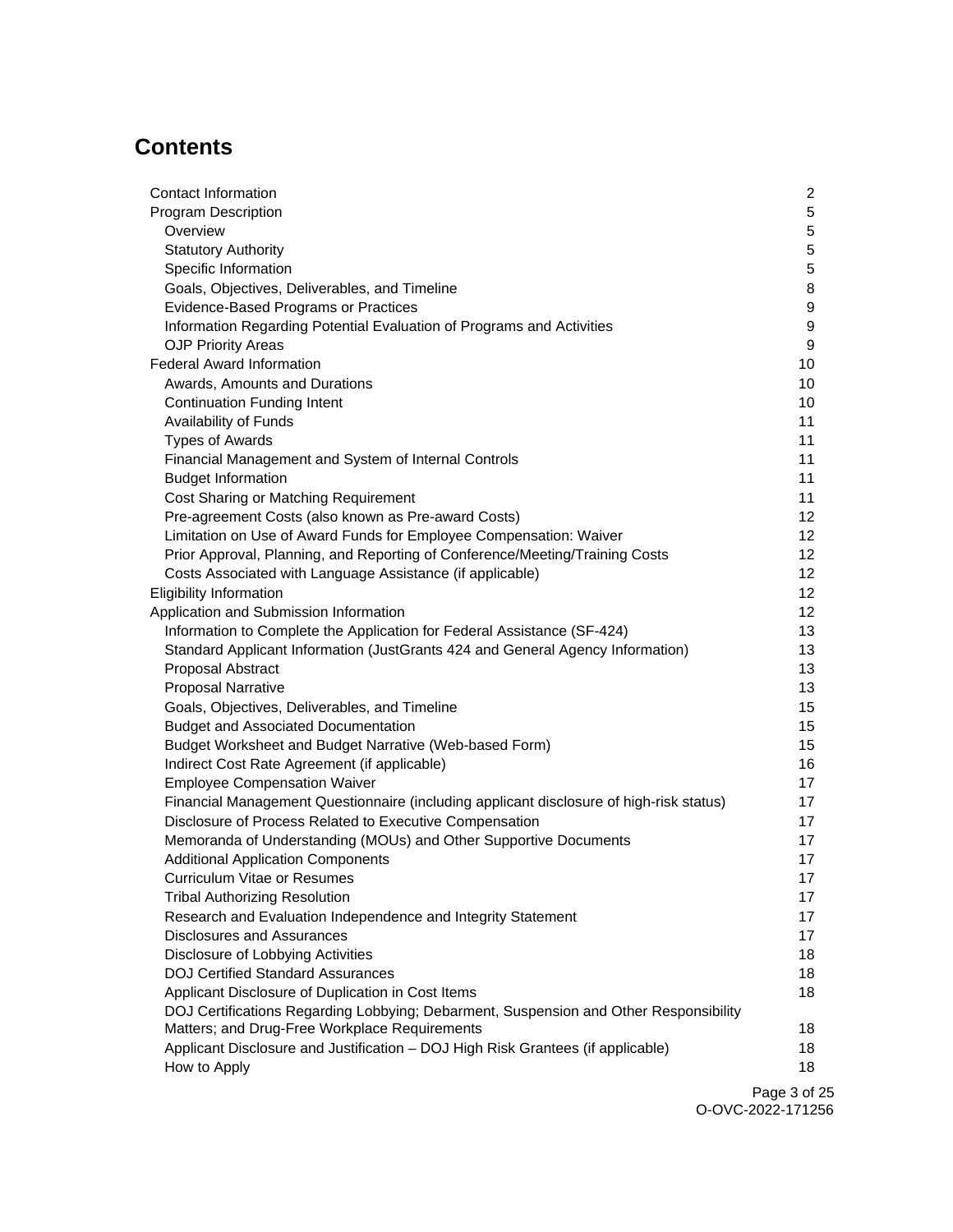## Contents

- Contact Information 2
- Program Description 5
  - Overview 5
  - Statutory Authority 5
  - Specific Information 5
  - Goals, Objectives, Deliverables, and Timeline 8
  - Evidence-Based Programs or Practices 9
  - Information Regarding Potential Evaluation of Programs and Activities 9
  - OJP Priority Areas 9
- Federal Award Information 10
  - Awards, Amounts and Durations 10
  - Continuation Funding Intent 10
  - Availability of Funds 11
  - Types of Awards 11
  - Financial Management and System of Internal Controls 11
  - Budget Information 11
  - Cost Sharing or Matching Requirement 11
  - Pre-agreement Costs (also known as Pre-award Costs) 12
  - Limitation on Use of Award Funds for Employee Compensation: Waiver 12
  - Prior Approval, Planning, and Reporting of Conference/Meeting/Training Costs 12
  - Costs Associated with Language Assistance (if applicable) 12
- Eligibility Information 12
- Application and Submission Information 12
  - Information to Complete the Application for Federal Assistance (SF-424) 13
  - Standard Applicant Information (JustGrants 424 and General Agency Information) 13
  - Proposal Abstract 13
  - Proposal Narrative 13
  - Goals, Objectives, Deliverables, and Timeline 15
  - Budget and Associated Documentation 15
  - Budget Worksheet and Budget Narrative (Web-based Form) 15
  - Indirect Cost Rate Agreement (if applicable) 16
  - Employee Compensation Waiver 17
  - Financial Management Questionnaire (including applicant disclosure of high-risk status) 17
  - Disclosure of Process Related to Executive Compensation 17
  - Memoranda of Understanding (MOUs) and Other Supportive Documents 17
  - Additional Application Components 17
  - Curriculum Vitae or Resumes 17
  - Tribal Authorizing Resolution 17
  - Research and Evaluation Independence and Integrity Statement 17
  - Disclosures and Assurances 17
  - Disclosure of Lobbying Activities 18
  - DOJ Certified Standard Assurances 18
  - Applicant Disclosure of Duplication in Cost Items 18
  - DOJ Certifications Regarding Lobbying; Debarment, Suspension and Other Responsibility Matters; and Drug-Free Workplace Requirements 18
  - Applicant Disclosure and Justification – DOJ High Risk Grantees (if applicable) 18
  - How to Apply 18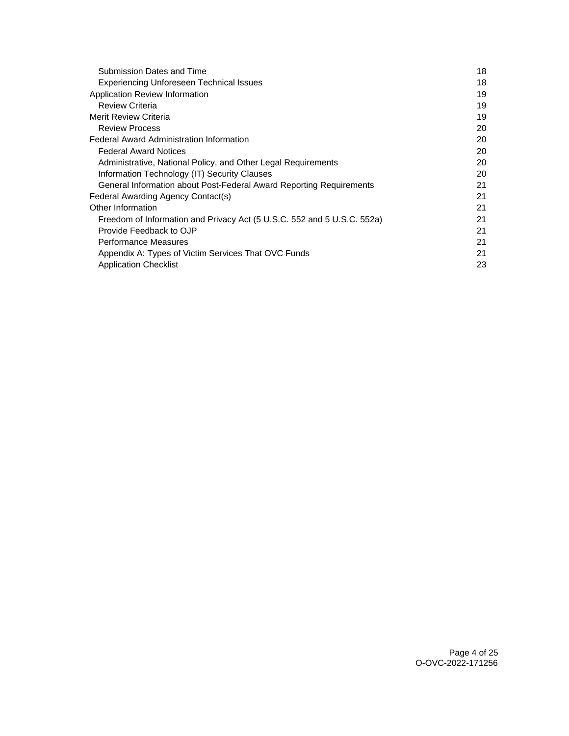| | |
|---|---|
| Submission Dates and Time | 18 |
| Experiencing Unforeseen Technical Issues | 18 |
| Application Review Information | 19 |
| Review Criteria | 19 |
| Merit Review Criteria | 19 |
| Review Process | 20 |
| Federal Award Administration Information | 20 |
| Federal Award Notices | 20 |
| Administrative, National Policy, and Other Legal Requirements | 20 |
| Information Technology (IT) Security Clauses | 20 |
| General Information about Post-Federal Award Reporting Requirements | 21 |
| Federal Awarding Agency Contact(s) | 21 |
| Other Information | 21 |
| Freedom of Information and Privacy Act (5 U.S.C. 552 and 5 U.S.C. 552a) | 21 |
| Provide Feedback to OJP | 21 |
| Performance Measures | 21 |
| Appendix A: Types of Victim Services That OVC Funds | 21 |
| Application Checklist | 23 |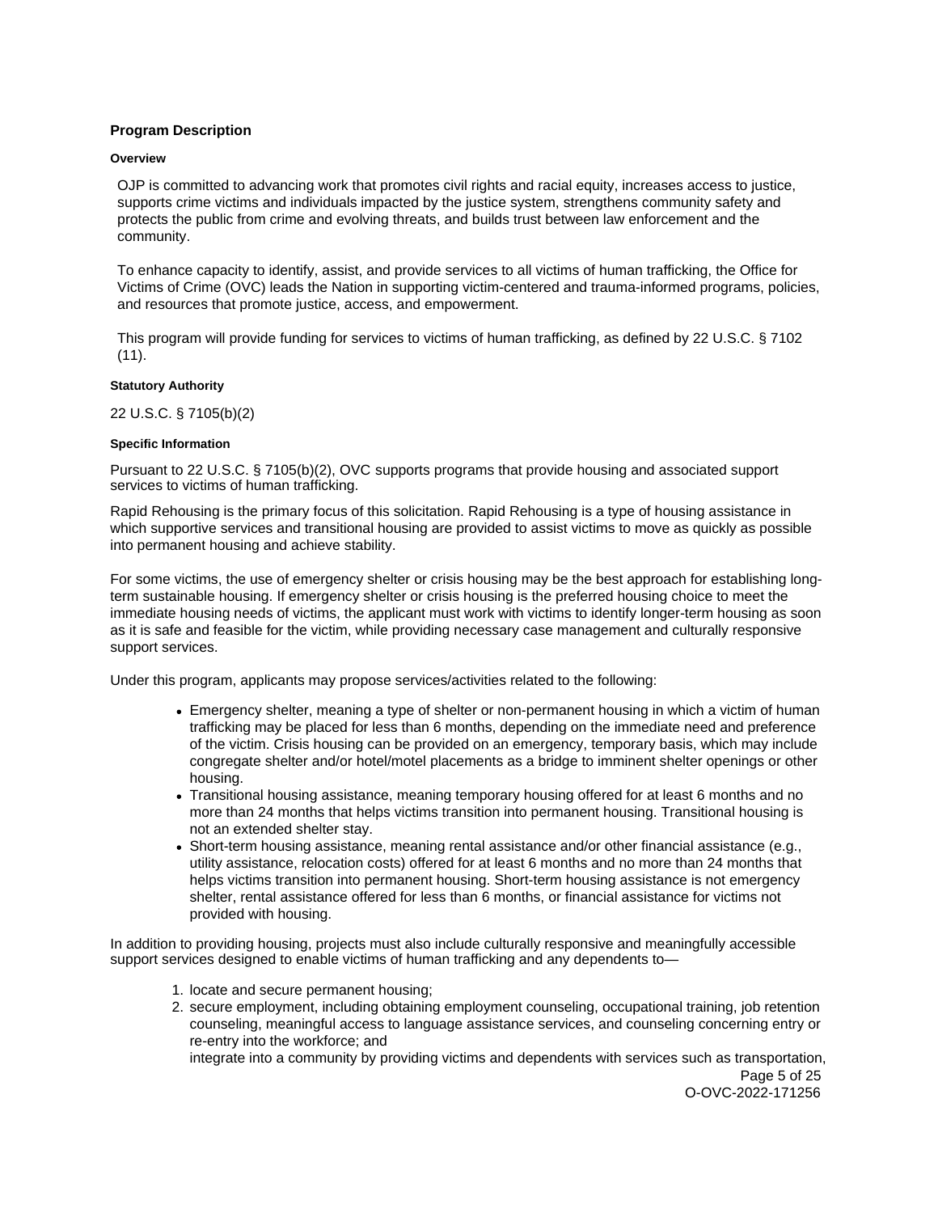## Program Description

### Overview

OJP is committed to advancing work that promotes civil rights and racial equity, increases access to justice, supports crime victims and individuals impacted by the justice system, strengthens community safety and protects the public from crime and evolving threats, and builds trust between law enforcement and the community.

To enhance capacity to identify, assist, and provide services to all victims of human trafficking, the Office for Victims of Crime (OVC) leads the Nation in supporting victim-centered and trauma-informed programs, policies, and resources that promote justice, access, and empowerment.

This program will provide funding for services to victims of human trafficking, as defined by 22 U.S.C. § 7102 (11).

### Statutory Authority

22 U.S.C. § 7105(b)(2)

### Specific Information

Pursuant to 22 U.S.C. § 7105(b)(2), OVC supports programs that provide housing and associated support services to victims of human trafficking.

Rapid Rehousing is the primary focus of this solicitation. Rapid Rehousing is a type of housing assistance in which supportive services and transitional housing are provided to assist victims to move as quickly as possible into permanent housing and achieve stability.

For some victims, the use of emergency shelter or crisis housing may be the best approach for establishing long-term sustainable housing. If emergency shelter or crisis housing is the preferred housing choice to meet the immediate housing needs of victims, the applicant must work with victims to identify longer-term housing as soon as it is safe and feasible for the victim, while providing necessary case management and culturally responsive support services.

Under this program, applicants may propose services/activities related to the following:

- Emergency shelter, meaning a type of shelter or non-permanent housing in which a victim of human trafficking may be placed for less than 6 months, depending on the immediate need and preference of the victim. Crisis housing can be provided on an emergency, temporary basis, which may include congregate shelter and/or hotel/motel placements as a bridge to imminent shelter openings or other housing.
- Transitional housing assistance, meaning temporary housing offered for at least 6 months and no more than 24 months that helps victims transition into permanent housing. Transitional housing is not an extended shelter stay.
- Short-term housing assistance, meaning rental assistance and/or other financial assistance (e.g., utility assistance, relocation costs) offered for at least 6 months and no more than 24 months that helps victims transition into permanent housing. Short-term housing assistance is not emergency shelter, rental assistance offered for less than 6 months, or financial assistance for victims not provided with housing.

In addition to providing housing, projects must also include culturally responsive and meaningfully accessible support services designed to enable victims of human trafficking and any dependents to—

1. locate and secure permanent housing;
2. secure employment, including obtaining employment counseling, occupational training, job retention counseling, meaningful access to language assistance services, and counseling concerning entry or re-entry into the workforce; and

   integrate into a community by providing victims and dependents with services such as transportation,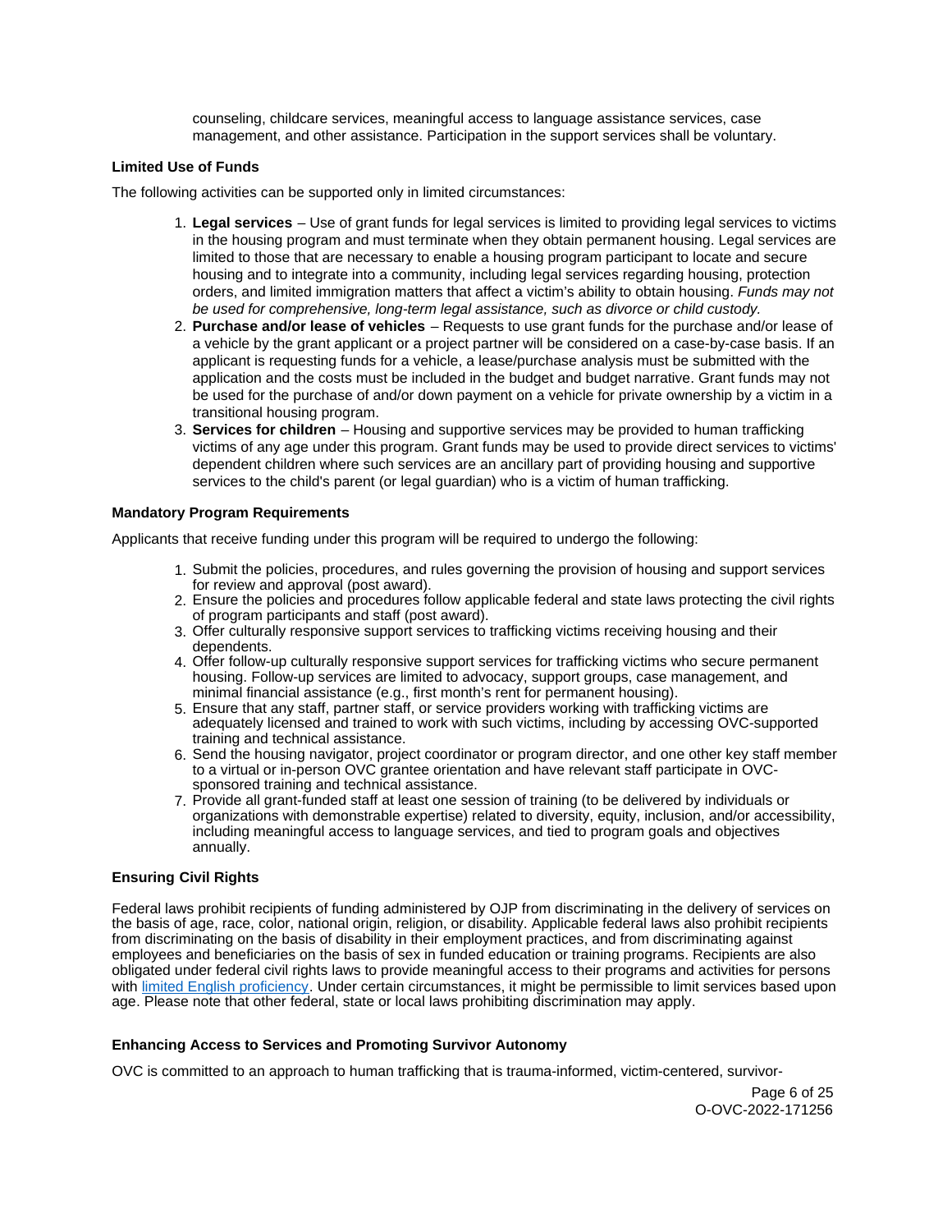counseling, childcare services, meaningful access to language assistance services, case management, and other assistance. Participation in the support services shall be voluntary.

### Limited Use of Funds

The following activities can be supported only in limited circumstances:

1. **Legal services** – Use of grant funds for legal services is limited to providing legal services to victims in the housing program and must terminate when they obtain permanent housing. Legal services are limited to those that are necessary to enable a housing program participant to locate and secure housing and to integrate into a community, including legal services regarding housing, protection orders, and limited immigration matters that affect a victim's ability to obtain housing. *Funds may not be used for comprehensive, long-term legal assistance, such as divorce or child custody.*
2. **Purchase and/or lease of vehicles** – Requests to use grant funds for the purchase and/or lease of a vehicle by the grant applicant or a project partner will be considered on a case-by-case basis. If an applicant is requesting funds for a vehicle, a lease/purchase analysis must be submitted with the application and the costs must be included in the budget and budget narrative. Grant funds may not be used for the purchase of and/or down payment on a vehicle for private ownership by a victim in a transitional housing program.
3. **Services for children** – Housing and supportive services may be provided to human trafficking victims of any age under this program. Grant funds may be used to provide direct services to victims' dependent children where such services are an ancillary part of providing housing and supportive services to the child's parent (or legal guardian) who is a victim of human trafficking.

### Mandatory Program Requirements

Applicants that receive funding under this program will be required to undergo the following:

1. Submit the policies, procedures, and rules governing the provision of housing and support services for review and approval (post award).
2. Ensure the policies and procedures follow applicable federal and state laws protecting the civil rights of program participants and staff (post award).
3. Offer culturally responsive support services to trafficking victims receiving housing and their dependents.
4. Offer follow-up culturally responsive support services for trafficking victims who secure permanent housing. Follow-up services are limited to advocacy, support groups, case management, and minimal financial assistance (e.g., first month's rent for permanent housing).
5. Ensure that any staff, partner staff, or service providers working with trafficking victims are adequately licensed and trained to work with such victims, including by accessing OVC-supported training and technical assistance.
6. Send the housing navigator, project coordinator or program director, and one other key staff member to a virtual or in-person OVC grantee orientation and have relevant staff participate in OVC-sponsored training and technical assistance.
7. Provide all grant-funded staff at least one session of training (to be delivered by individuals or organizations with demonstrable expertise) related to diversity, equity, inclusion, and/or accessibility, including meaningful access to language services, and tied to program goals and objectives annually.

### Ensuring Civil Rights

Federal laws prohibit recipients of funding administered by OJP from discriminating in the delivery of services on the basis of age, race, color, national origin, religion, or disability. Applicable federal laws also prohibit recipients from discriminating on the basis of disability in their employment practices, and from discriminating against employees and beneficiaries on the basis of sex in funded education or training programs. Recipients are also obligated under federal civil rights laws to provide meaningful access to their programs and activities for persons with limited English proficiency. Under certain circumstances, it might be permissible to limit services based upon age. Please note that other federal, state or local laws prohibiting discrimination may apply.

### Enhancing Access to Services and Promoting Survivor Autonomy

OVC is committed to an approach to human trafficking that is trauma-informed, victim-centered, survivor-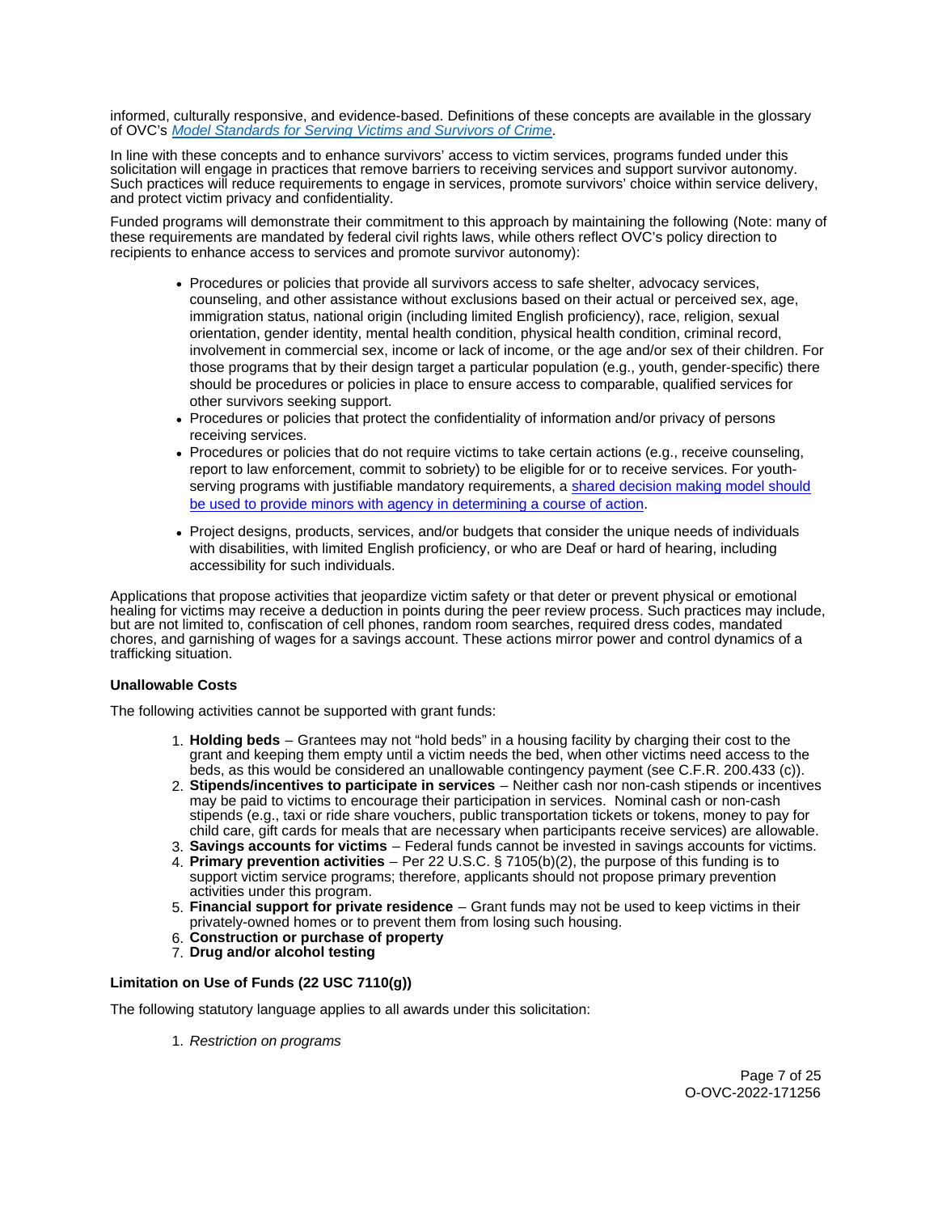informed, culturally responsive, and evidence-based. Definitions of these concepts are available in the glossary of OVC's *[Model Standards for Serving Victims and Survivors of Crime](#)*.

In line with these concepts and to enhance survivors' access to victim services, programs funded under this solicitation will engage in practices that remove barriers to receiving services and support survivor autonomy. Such practices will reduce requirements to engage in services, promote survivors' choice within service delivery, and protect victim privacy and confidentiality.

Funded programs will demonstrate their commitment to this approach by maintaining the following (Note: many of these requirements are mandated by federal civil rights laws, while others reflect OVC's policy direction to recipients to enhance access to services and promote survivor autonomy):

- Procedures or policies that provide all survivors access to safe shelter, advocacy services, counseling, and other assistance without exclusions based on their actual or perceived sex, age, immigration status, national origin (including limited English proficiency), race, religion, sexual orientation, gender identity, mental health condition, physical health condition, criminal record, involvement in commercial sex, income or lack of income, or the age and/or sex of their children. For those programs that by their design target a particular population (e.g., youth, gender-specific) there should be procedures or policies in place to ensure access to comparable, qualified services for other survivors seeking support.
- Procedures or policies that protect the confidentiality of information and/or privacy of persons receiving services.
- Procedures or policies that do not require victims to take certain actions (e.g., receive counseling, report to law enforcement, commit to sobriety) to be eligible for or to receive services. For youth-serving programs with justifiable mandatory requirements, a [shared decision making model should be used to provide minors with agency in determining a course of action](#).
- Project designs, products, services, and/or budgets that consider the unique needs of individuals with disabilities, with limited English proficiency, or who are Deaf or hard of hearing, including accessibility for such individuals.

Applications that propose activities that jeopardize victim safety or that deter or prevent physical or emotional healing for victims may receive a deduction in points during the peer review process. Such practices may include, but are not limited to, confiscation of cell phones, random room searches, required dress codes, mandated chores, and garnishing of wages for a savings account. These actions mirror power and control dynamics of a trafficking situation.

**Unallowable Costs**

The following activities cannot be supported with grant funds:

1. **Holding beds** – Grantees may not "hold beds" in a housing facility by charging their cost to the grant and keeping them empty until a victim needs the bed, when other victims need access to the beds, as this would be considered an unallowable contingency payment (see C.F.R. 200.433 (c)).
2. **Stipends/incentives to participate in services** – Neither cash nor non-cash stipends or incentives may be paid to victims to encourage their participation in services. Nominal cash or non-cash stipends (e.g., taxi or ride share vouchers, public transportation tickets or tokens, money to pay for child care, gift cards for meals that are necessary when participants receive services) are allowable.
3. **Savings accounts for victims** – Federal funds cannot be invested in savings accounts for victims.
4. **Primary prevention activities** – Per 22 U.S.C. § 7105(b)(2), the purpose of this funding is to support victim service programs; therefore, applicants should not propose primary prevention activities under this program.
5. **Financial support for private residence** – Grant funds may not be used to keep victims in their privately-owned homes or to prevent them from losing such housing.
6. **Construction or purchase of property**
7. **Drug and/or alcohol testing**

**Limitation on Use of Funds (22 USC 7110(g))**

The following statutory language applies to all awards under this solicitation:

1. *Restriction on programs*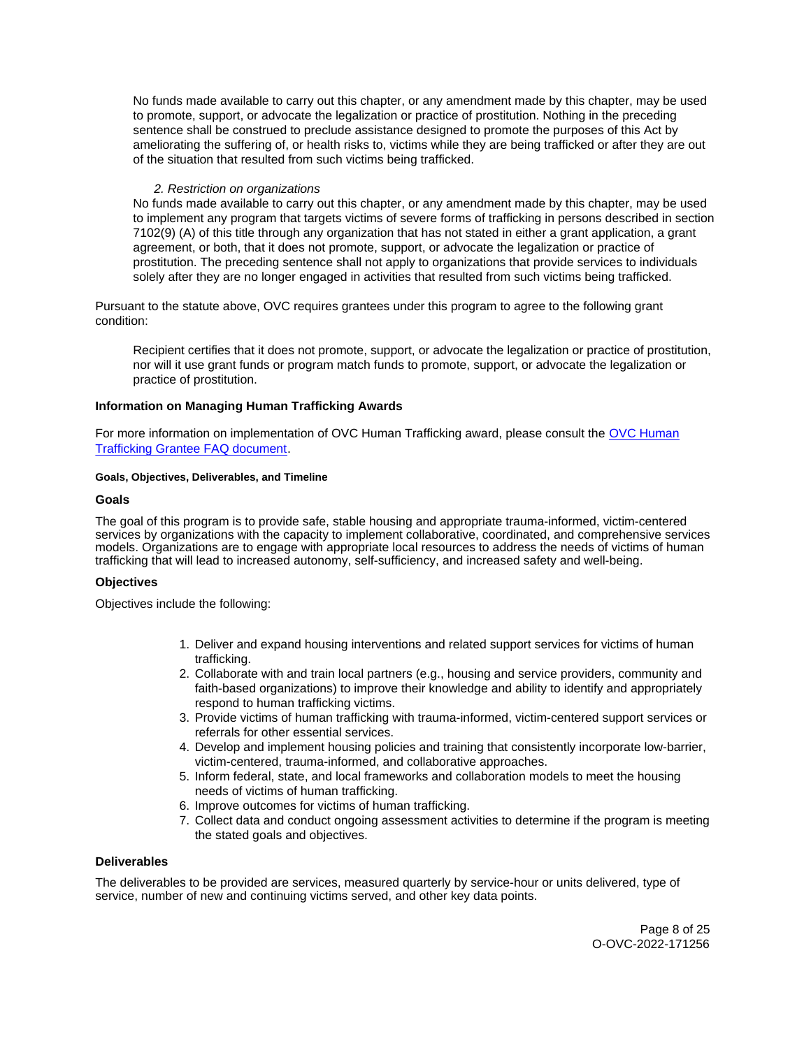No funds made available to carry out this chapter, or any amendment made by this chapter, may be used to promote, support, or advocate the legalization or practice of prostitution. Nothing in the preceding sentence shall be construed to preclude assistance designed to promote the purposes of this Act by ameliorating the suffering of, or health risks to, victims while they are being trafficked or after they are out of the situation that resulted from such victims being trafficked.

*2. Restriction on organizations*

No funds made available to carry out this chapter, or any amendment made by this chapter, may be used to implement any program that targets victims of severe forms of trafficking in persons described in section 7102(9) (A) of this title through any organization that has not stated in either a grant application, a grant agreement, or both, that it does not promote, support, or advocate the legalization or practice of prostitution. The preceding sentence shall not apply to organizations that provide services to individuals solely after they are no longer engaged in activities that resulted from such victims being trafficked.

Pursuant to the statute above, OVC requires grantees under this program to agree to the following grant condition:

Recipient certifies that it does not promote, support, or advocate the legalization or practice of prostitution, nor will it use grant funds or program match funds to promote, support, or advocate the legalization or practice of prostitution.

**Information on Managing Human Trafficking Awards**

For more information on implementation of OVC Human Trafficking award, please consult the OVC Human Trafficking Grantee FAQ document.

#### Goals, Objectives, Deliverables, and Timeline

**Goals**

The goal of this program is to provide safe, stable housing and appropriate trauma-informed, victim-centered services by organizations with the capacity to implement collaborative, coordinated, and comprehensive services models. Organizations are to engage with appropriate local resources to address the needs of victims of human trafficking that will lead to increased autonomy, self-sufficiency, and increased safety and well-being.

**Objectives**

Objectives include the following:

1. Deliver and expand housing interventions and related support services for victims of human trafficking.
2. Collaborate with and train local partners (e.g., housing and service providers, community and faith-based organizations) to improve their knowledge and ability to identify and appropriately respond to human trafficking victims.
3. Provide victims of human trafficking with trauma-informed, victim-centered support services or referrals for other essential services.
4. Develop and implement housing policies and training that consistently incorporate low-barrier, victim-centered, trauma-informed, and collaborative approaches.
5. Inform federal, state, and local frameworks and collaboration models to meet the housing needs of victims of human trafficking.
6. Improve outcomes for victims of human trafficking.
7. Collect data and conduct ongoing assessment activities to determine if the program is meeting the stated goals and objectives.

**Deliverables**

The deliverables to be provided are services, measured quarterly by service-hour or units delivered, type of service, number of new and continuing victims served, and other key data points.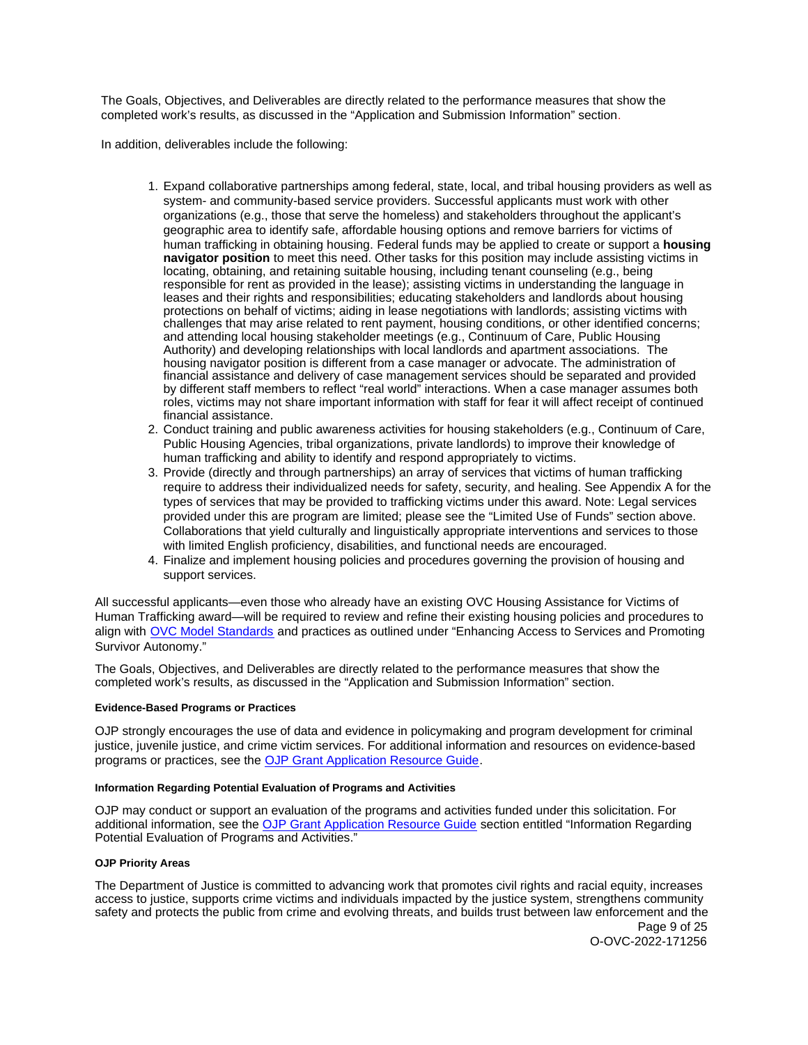The Goals, Objectives, and Deliverables are directly related to the performance measures that show the completed work's results, as discussed in the "Application and Submission Information" section.

In addition, deliverables include the following:

1. Expand collaborative partnerships among federal, state, local, and tribal housing providers as well as system- and community-based service providers. Successful applicants must work with other organizations (e.g., those that serve the homeless) and stakeholders throughout the applicant's geographic area to identify safe, affordable housing options and remove barriers for victims of human trafficking in obtaining housing. Federal funds may be applied to create or support a **housing navigator position** to meet this need. Other tasks for this position may include assisting victims in locating, obtaining, and retaining suitable housing, including tenant counseling (e.g., being responsible for rent as provided in the lease); assisting victims in understanding the language in leases and their rights and responsibilities; educating stakeholders and landlords about housing protections on behalf of victims; aiding in lease negotiations with landlords; assisting victims with challenges that may arise related to rent payment, housing conditions, or other identified concerns; and attending local housing stakeholder meetings (e.g., Continuum of Care, Public Housing Authority) and developing relationships with local landlords and apartment associations. The housing navigator position is different from a case manager or advocate. The administration of financial assistance and delivery of case management services should be separated and provided by different staff members to reflect "real world" interactions. When a case manager assumes both roles, victims may not share important information with staff for fear it will affect receipt of continued financial assistance.
2. Conduct training and public awareness activities for housing stakeholders (e.g., Continuum of Care, Public Housing Agencies, tribal organizations, private landlords) to improve their knowledge of human trafficking and ability to identify and respond appropriately to victims.
3. Provide (directly and through partnerships) an array of services that victims of human trafficking require to address their individualized needs for safety, security, and healing. See Appendix A for the types of services that may be provided to trafficking victims under this award. Note: Legal services provided under this are program are limited; please see the "Limited Use of Funds" section above. Collaborations that yield culturally and linguistically appropriate interventions and services to those with limited English proficiency, disabilities, and functional needs are encouraged.
4. Finalize and implement housing policies and procedures governing the provision of housing and support services.

All successful applicants—even those who already have an existing OVC Housing Assistance for Victims of Human Trafficking award—will be required to review and refine their existing housing policies and procedures to align with OVC Model Standards and practices as outlined under "Enhancing Access to Services and Promoting Survivor Autonomy."

The Goals, Objectives, and Deliverables are directly related to the performance measures that show the completed work's results, as discussed in the "Application and Submission Information" section.

#### Evidence-Based Programs or Practices

OJP strongly encourages the use of data and evidence in policymaking and program development for criminal justice, juvenile justice, and crime victim services. For additional information and resources on evidence-based programs or practices, see the OJP Grant Application Resource Guide.

#### Information Regarding Potential Evaluation of Programs and Activities

OJP may conduct or support an evaluation of the programs and activities funded under this solicitation. For additional information, see the OJP Grant Application Resource Guide section entitled "Information Regarding Potential Evaluation of Programs and Activities."

#### OJP Priority Areas

The Department of Justice is committed to advancing work that promotes civil rights and racial equity, increases access to justice, supports crime victims and individuals impacted by the justice system, strengthens community safety and protects the public from crime and evolving threats, and builds trust between law enforcement and the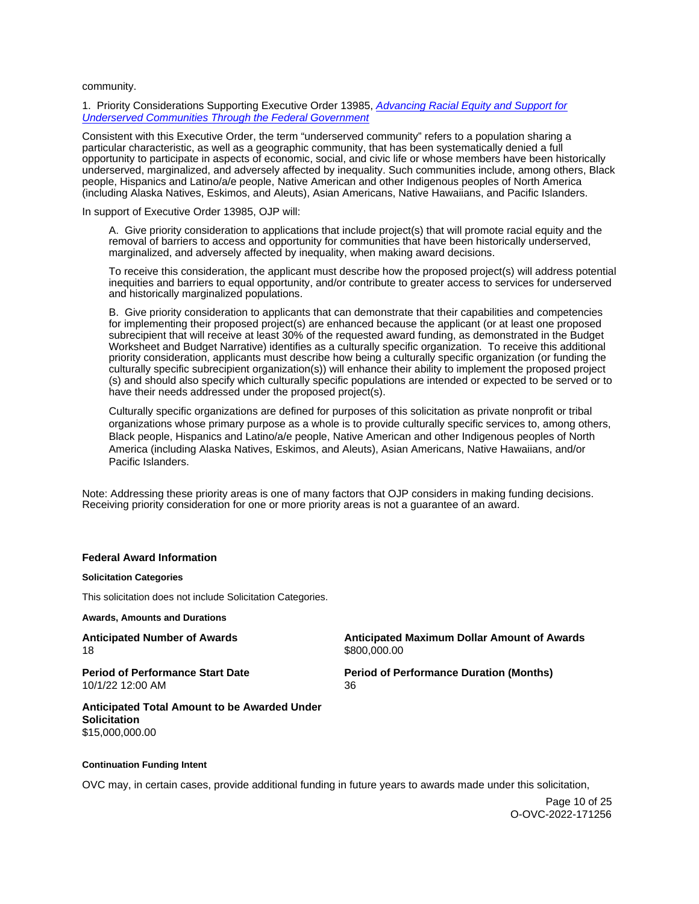community.

1. Priority Considerations Supporting Executive Order 13985, *[Advancing Racial Equity and Support for Underserved Communities Through the Federal Government](#)*

Consistent with this Executive Order, the term "underserved community" refers to a population sharing a particular characteristic, as well as a geographic community, that has been systematically denied a full opportunity to participate in aspects of economic, social, and civic life or whose members have been historically underserved, marginalized, and adversely affected by inequality. Such communities include, among others, Black people, Hispanics and Latino/a/e people, Native American and other Indigenous peoples of North America (including Alaska Natives, Eskimos, and Aleuts), Asian Americans, Native Hawaiians, and Pacific Islanders.

In support of Executive Order 13985, OJP will:

> A. Give priority consideration to applications that include project(s) that will promote racial equity and the removal of barriers to access and opportunity for communities that have been historically underserved, marginalized, and adversely affected by inequality, when making award decisions.
>
> To receive this consideration, the applicant must describe how the proposed project(s) will address potential inequities and barriers to equal opportunity, and/or contribute to greater access to services for underserved and historically marginalized populations.
>
> B. Give priority consideration to applicants that can demonstrate that their capabilities and competencies for implementing their proposed project(s) are enhanced because the applicant (or at least one proposed subrecipient that will receive at least 30% of the requested award funding, as demonstrated in the Budget Worksheet and Budget Narrative) identifies as a culturally specific organization. To receive this additional priority consideration, applicants must describe how being a culturally specific organization (or funding the culturally specific subrecipient organization(s)) will enhance their ability to implement the proposed project (s) and should also specify which culturally specific populations are intended or expected to be served or to have their needs addressed under the proposed project(s).
>
> Culturally specific organizations are defined for purposes of this solicitation as private nonprofit or tribal organizations whose primary purpose as a whole is to provide culturally specific services to, among others, Black people, Hispanics and Latino/a/e people, Native American and other Indigenous peoples of North America (including Alaska Natives, Eskimos, and Aleuts), Asian Americans, Native Hawaiians, and/or Pacific Islanders.

Note: Addressing these priority areas is one of many factors that OJP considers in making funding decisions. Receiving priority consideration for one or more priority areas is not a guarantee of an award.

## Federal Award Information

#### Solicitation Categories

This solicitation does not include Solicitation Categories.

#### Awards, Amounts and Durations

**Anticipated Number of Awards**
18

**Anticipated Maximum Dollar Amount of Awards**
$800,000.00

**Period of Performance Start Date**
10/1/22 12:00 AM

**Period of Performance Duration (Months)**
36

**Anticipated Total Amount to be Awarded Under Solicitation**
$15,000,000.00

#### Continuation Funding Intent

OVC may, in certain cases, provide additional funding in future years to awards made under this solicitation,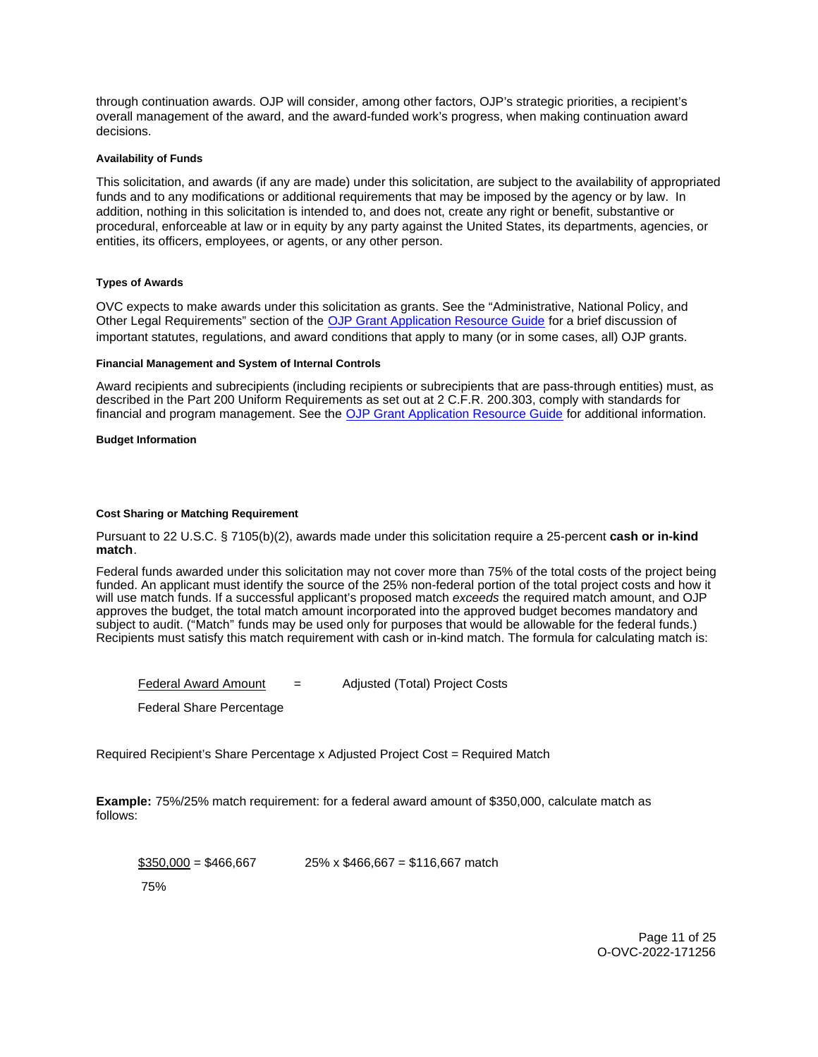through continuation awards. OJP will consider, among other factors, OJP's strategic priorities, a recipient's overall management of the award, and the award-funded work's progress, when making continuation award decisions.

#### Availability of Funds

This solicitation, and awards (if any are made) under this solicitation, are subject to the availability of appropriated funds and to any modifications or additional requirements that may be imposed by the agency or by law. In addition, nothing in this solicitation is intended to, and does not, create any right or benefit, substantive or procedural, enforceable at law or in equity by any party against the United States, its departments, agencies, or entities, its officers, employees, or agents, or any other person.

#### Types of Awards

OVC expects to make awards under this solicitation as grants. See the "Administrative, National Policy, and Other Legal Requirements" section of the [OJP Grant Application Resource Guide](#) for a brief discussion of important statutes, regulations, and award conditions that apply to many (or in some cases, all) OJP grants.

#### Financial Management and System of Internal Controls

Award recipients and subrecipients (including recipients or subrecipients that are pass-through entities) must, as described in the Part 200 Uniform Requirements as set out at 2 C.F.R. 200.303, comply with standards for financial and program management. See the [OJP Grant Application Resource Guide](#) for additional information.

#### Budget Information

#### Cost Sharing or Matching Requirement

Pursuant to 22 U.S.C. § 7105(b)(2), awards made under this solicitation require a 25-percent **cash or in-kind match**.

Federal funds awarded under this solicitation may not cover more than 75% of the total costs of the project being funded. An applicant must identify the source of the 25% non-federal portion of the total project costs and how it will use match funds. If a successful applicant's proposed match *exceeds* the required match amount, and OJP approves the budget, the total match amount incorporated into the approved budget becomes mandatory and subject to audit. ("Match" funds may be used only for purposes that would be allowable for the federal funds.) Recipients must satisfy this match requirement with cash or in-kind match. The formula for calculating match is:

$$\frac{\text{Federal Award Amount}}{\text{Federal Share Percentage}} = \text{Adjusted (Total) Project Costs}$$

Required Recipient's Share Percentage x Adjusted Project Cost = Required Match

**Example:** 75%/25% match requirement: for a federal award amount of $350,000, calculate match as follows:

$$\frac{\$350{,}000}{75\%} = \$466{,}667 \qquad 25\% \times \$466{,}667 = \$116{,}667 \text{ match}$$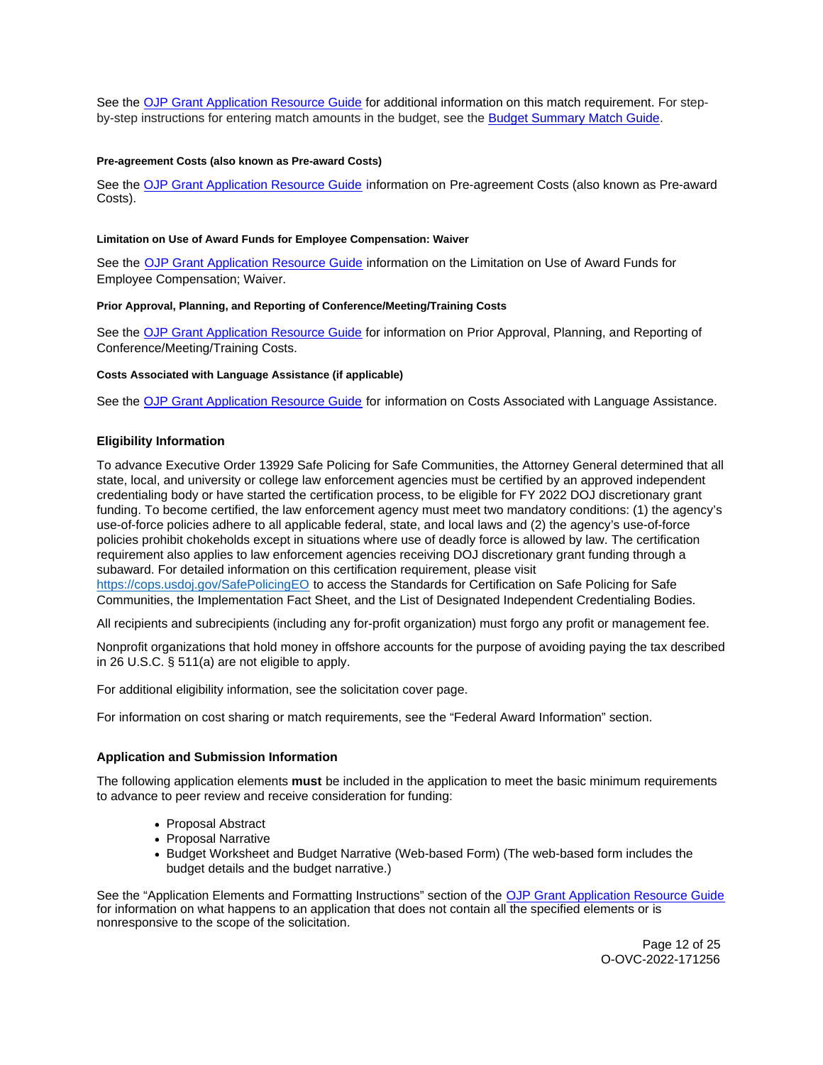See the [OJP Grant Application Resource Guide](#) for additional information on this match requirement. For step-by-step instructions for entering match amounts in the budget, see the [Budget Summary Match Guide](#).

#### Pre-agreement Costs (also known as Pre-award Costs)

See the [OJP Grant Application Resource Guide](#) information on Pre-agreement Costs (also known as Pre-award Costs).

#### Limitation on Use of Award Funds for Employee Compensation: Waiver

See the [OJP Grant Application Resource Guide](#) information on the Limitation on Use of Award Funds for Employee Compensation; Waiver.

#### Prior Approval, Planning, and Reporting of Conference/Meeting/Training Costs

See the [OJP Grant Application Resource Guide](#) for information on Prior Approval, Planning, and Reporting of Conference/Meeting/Training Costs.

#### Costs Associated with Language Assistance (if applicable)

See the [OJP Grant Application Resource Guide](#) for information on Costs Associated with Language Assistance.

### Eligibility Information

To advance Executive Order 13929 Safe Policing for Safe Communities, the Attorney General determined that all state, local, and university or college law enforcement agencies must be certified by an approved independent credentialing body or have started the certification process, to be eligible for FY 2022 DOJ discretionary grant funding. To become certified, the law enforcement agency must meet two mandatory conditions: (1) the agency's use-of-force policies adhere to all applicable federal, state, and local laws and (2) the agency's use-of-force policies prohibit chokeholds except in situations where use of deadly force is allowed by law. The certification requirement also applies to law enforcement agencies receiving DOJ discretionary grant funding through a subaward. For detailed information on this certification requirement, please visit [https://cops.usdoj.gov/SafePolicingEO](https://cops.usdoj.gov/SafePolicingEO) to access the Standards for Certification on Safe Policing for Safe Communities, the Implementation Fact Sheet, and the List of Designated Independent Credentialing Bodies.

All recipients and subrecipients (including any for-profit organization) must forgo any profit or management fee.

Nonprofit organizations that hold money in offshore accounts for the purpose of avoiding paying the tax described in 26 U.S.C. § 511(a) are not eligible to apply.

For additional eligibility information, see the solicitation cover page.

For information on cost sharing or match requirements, see the "Federal Award Information" section.

### Application and Submission Information

The following application elements **must** be included in the application to meet the basic minimum requirements to advance to peer review and receive consideration for funding:

- Proposal Abstract
- Proposal Narrative
- Budget Worksheet and Budget Narrative (Web-based Form) (The web-based form includes the budget details and the budget narrative.)

See the "Application Elements and Formatting Instructions" section of the [OJP Grant Application Resource Guide](#) for information on what happens to an application that does not contain all the specified elements or is nonresponsive to the scope of the solicitation.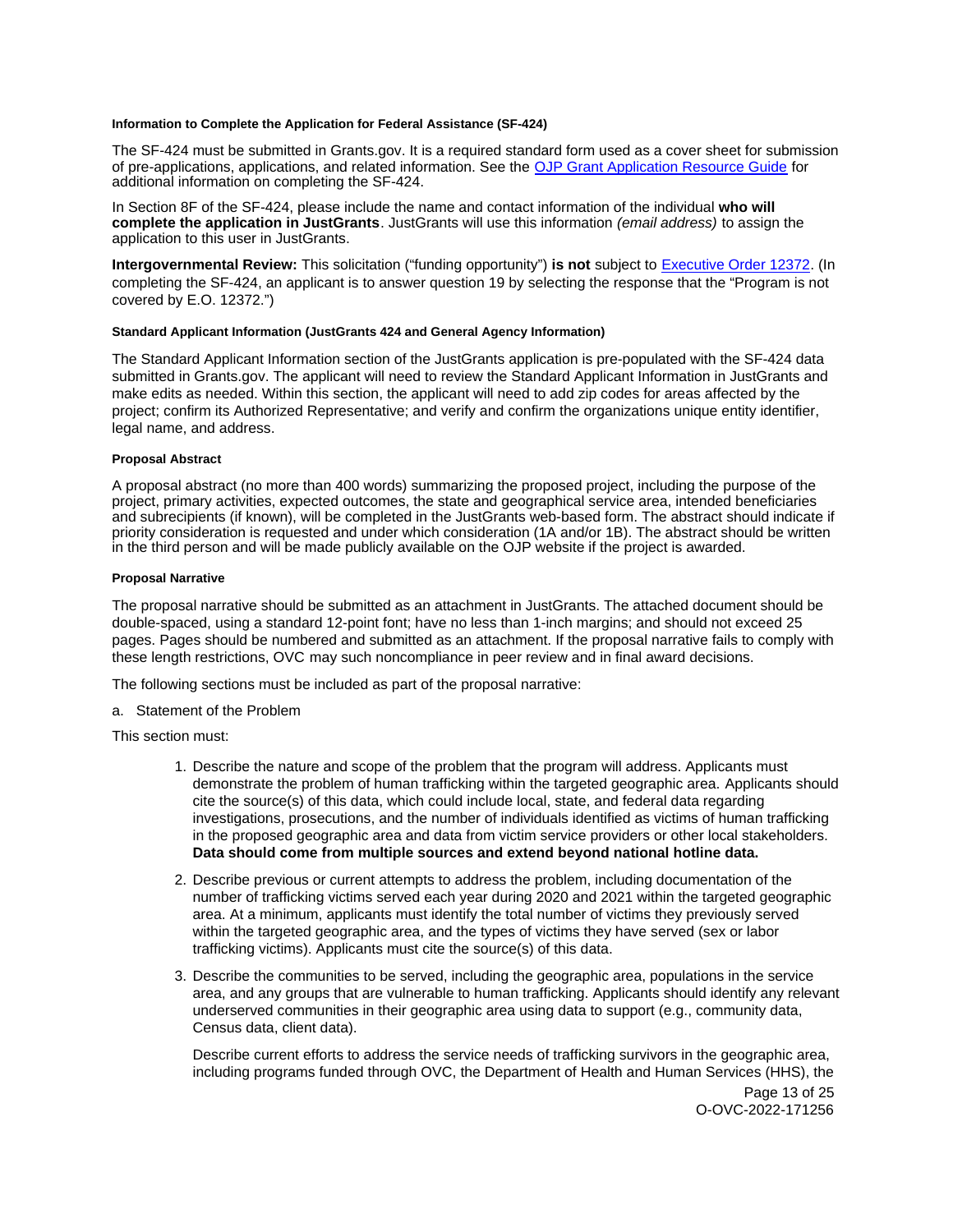#### Information to Complete the Application for Federal Assistance (SF-424)

The SF-424 must be submitted in Grants.gov. It is a required standard form used as a cover sheet for submission of pre-applications, applications, and related information. See the [OJP Grant Application Resource Guide] for additional information on completing the SF-424.

In Section 8F of the SF-424, please include the name and contact information of the individual **who will complete the application in JustGrants**. JustGrants will use this information *(email address)* to assign the application to this user in JustGrants.

**Intergovernmental Review:** This solicitation ("funding opportunity") **is not** subject to [Executive Order 12372]. (In completing the SF-424, an applicant is to answer question 19 by selecting the response that the "Program is not covered by E.O. 12372.")

#### Standard Applicant Information (JustGrants 424 and General Agency Information)

The Standard Applicant Information section of the JustGrants application is pre-populated with the SF-424 data submitted in Grants.gov. The applicant will need to review the Standard Applicant Information in JustGrants and make edits as needed. Within this section, the applicant will need to add zip codes for areas affected by the project; confirm its Authorized Representative; and verify and confirm the organizations unique entity identifier, legal name, and address.

#### Proposal Abstract

A proposal abstract (no more than 400 words) summarizing the proposed project, including the purpose of the project, primary activities, expected outcomes, the state and geographical service area, intended beneficiaries and subrecipients (if known), will be completed in the JustGrants web-based form. The abstract should indicate if priority consideration is requested and under which consideration (1A and/or 1B). The abstract should be written in the third person and will be made publicly available on the OJP website if the project is awarded.

#### Proposal Narrative

The proposal narrative should be submitted as an attachment in JustGrants. The attached document should be double-spaced, using a standard 12-point font; have no less than 1-inch margins; and should not exceed 25 pages. Pages should be numbered and submitted as an attachment. If the proposal narrative fails to comply with these length restrictions, OVC may such noncompliance in peer review and in final award decisions.

The following sections must be included as part of the proposal narrative:

a. Statement of the Problem

This section must:

1. Describe the nature and scope of the problem that the program will address. Applicants must demonstrate the problem of human trafficking within the targeted geographic area. Applicants should cite the source(s) of this data, which could include local, state, and federal data regarding investigations, prosecutions, and the number of individuals identified as victims of human trafficking in the proposed geographic area and data from victim service providers or other local stakeholders. **Data should come from multiple sources and extend beyond national hotline data.**
2. Describe previous or current attempts to address the problem, including documentation of the number of trafficking victims served each year during 2020 and 2021 within the targeted geographic area. At a minimum, applicants must identify the total number of victims they previously served within the targeted geographic area, and the types of victims they have served (sex or labor trafficking victims). Applicants must cite the source(s) of this data.
3. Describe the communities to be served, including the geographic area, populations in the service area, and any groups that are vulnerable to human trafficking. Applicants should identify any relevant underserved communities in their geographic area using data to support (e.g., community data, Census data, client data).

   Describe current efforts to address the service needs of trafficking survivors in the geographic area, including programs funded through OVC, the Department of Health and Human Services (HHS), the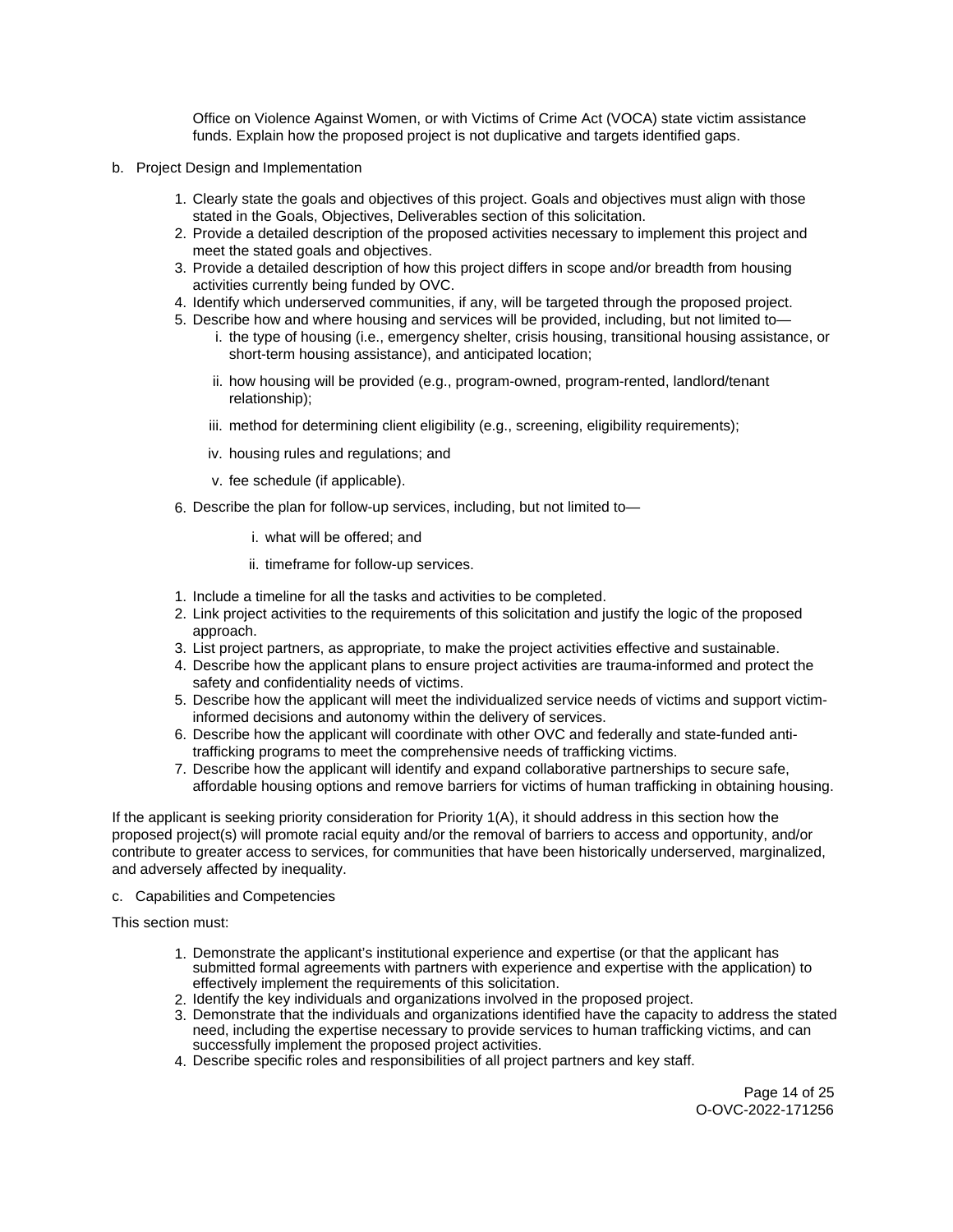Office on Violence Against Women, or with Victims of Crime Act (VOCA) state victim assistance funds. Explain how the proposed project is not duplicative and targets identified gaps.

b. Project Design and Implementation

1. Clearly state the goals and objectives of this project. Goals and objectives must align with those stated in the Goals, Objectives, Deliverables section of this solicitation.
2. Provide a detailed description of the proposed activities necessary to implement this project and meet the stated goals and objectives.
3. Provide a detailed description of how this project differs in scope and/or breadth from housing activities currently being funded by OVC.
4. Identify which underserved communities, if any, will be targeted through the proposed project.
5. Describe how and where housing and services will be provided, including, but not limited to—
    i. the type of housing (i.e., emergency shelter, crisis housing, transitional housing assistance, or short-term housing assistance), and anticipated location;
    ii. how housing will be provided (e.g., program-owned, program-rented, landlord/tenant relationship);
    iii. method for determining client eligibility (e.g., screening, eligibility requirements);
    iv. housing rules and regulations; and
    v. fee schedule (if applicable).
6. Describe the plan for follow-up services, including, but not limited to—
    i. what will be offered; and
    ii. timeframe for follow-up services.

1. Include a timeline for all the tasks and activities to be completed.
2. Link project activities to the requirements of this solicitation and justify the logic of the proposed approach.
3. List project partners, as appropriate, to make the project activities effective and sustainable.
4. Describe how the applicant plans to ensure project activities are trauma-informed and protect the safety and confidentiality needs of victims.
5. Describe how the applicant will meet the individualized service needs of victims and support victim-informed decisions and autonomy within the delivery of services.
6. Describe how the applicant will coordinate with other OVC and federally and state-funded anti-trafficking programs to meet the comprehensive needs of trafficking victims.
7. Describe how the applicant will identify and expand collaborative partnerships to secure safe, affordable housing options and remove barriers for victims of human trafficking in obtaining housing.

If the applicant is seeking priority consideration for Priority 1(A), it should address in this section how the proposed project(s) will promote racial equity and/or the removal of barriers to access and opportunity, and/or contribute to greater access to services, for communities that have been historically underserved, marginalized, and adversely affected by inequality.

c. Capabilities and Competencies

This section must:

1. Demonstrate the applicant's institutional experience and expertise (or that the applicant has submitted formal agreements with partners with experience and expertise with the application) to effectively implement the requirements of this solicitation.
2. Identify the key individuals and organizations involved in the proposed project.
3. Demonstrate that the individuals and organizations identified have the capacity to address the stated need, including the expertise necessary to provide services to human trafficking victims, and can successfully implement the proposed project activities.
4. Describe specific roles and responsibilities of all project partners and key staff.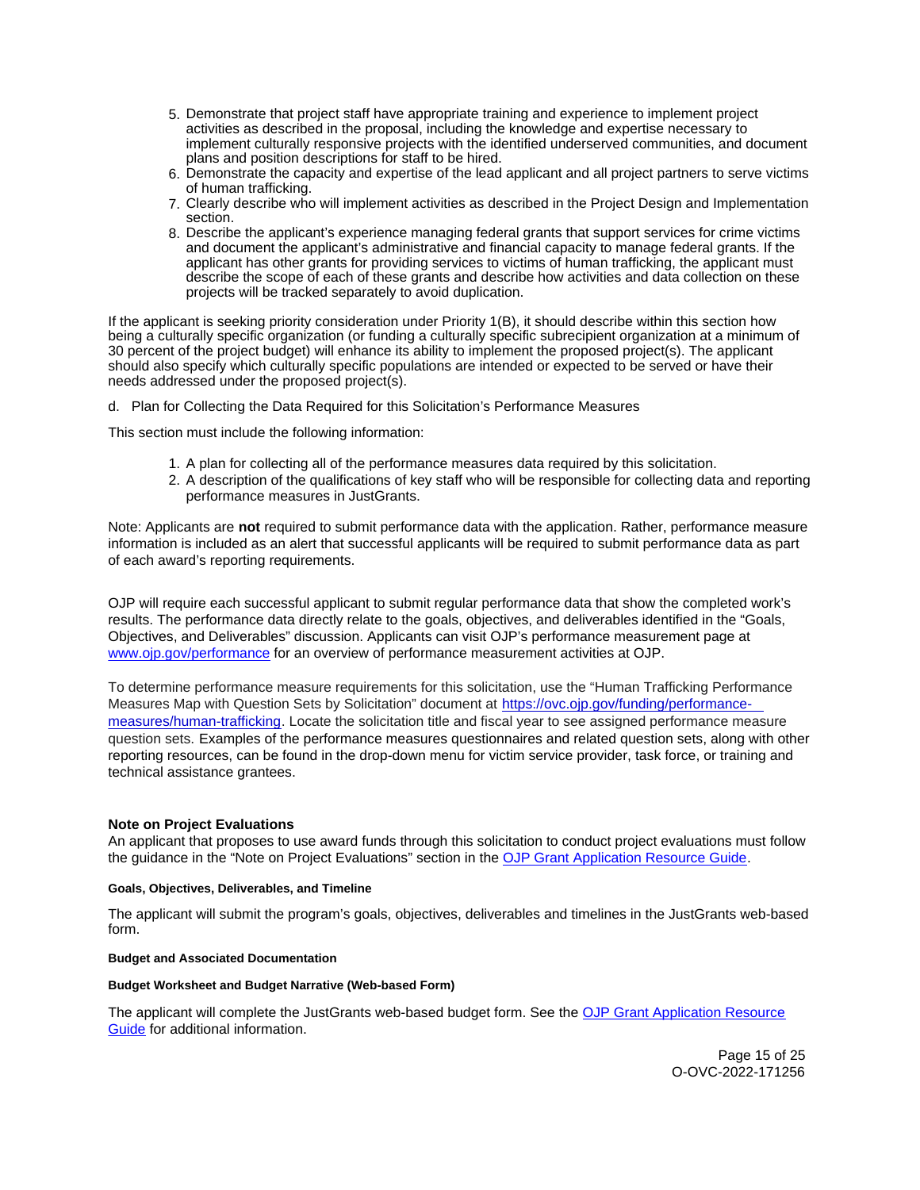5. Demonstrate that project staff have appropriate training and experience to implement project activities as described in the proposal, including the knowledge and expertise necessary to implement culturally responsive projects with the identified underserved communities, and document plans and position descriptions for staff to be hired.
6. Demonstrate the capacity and expertise of the lead applicant and all project partners to serve victims of human trafficking.
7. Clearly describe who will implement activities as described in the Project Design and Implementation section.
8. Describe the applicant's experience managing federal grants that support services for crime victims and document the applicant's administrative and financial capacity to manage federal grants. If the applicant has other grants for providing services to victims of human trafficking, the applicant must describe the scope of each of these grants and describe how activities and data collection on these projects will be tracked separately to avoid duplication.

If the applicant is seeking priority consideration under Priority 1(B), it should describe within this section how being a culturally specific organization (or funding a culturally specific subrecipient organization at a minimum of 30 percent of the project budget) will enhance its ability to implement the proposed project(s). The applicant should also specify which culturally specific populations are intended or expected to be served or have their needs addressed under the proposed project(s).

d. Plan for Collecting the Data Required for this Solicitation's Performance Measures

This section must include the following information:

1. A plan for collecting all of the performance measures data required by this solicitation.
2. A description of the qualifications of key staff who will be responsible for collecting data and reporting performance measures in JustGrants.

Note: Applicants are **not** required to submit performance data with the application. Rather, performance measure information is included as an alert that successful applicants will be required to submit performance data as part of each award's reporting requirements.

OJP will require each successful applicant to submit regular performance data that show the completed work's results. The performance data directly relate to the goals, objectives, and deliverables identified in the "Goals, Objectives, and Deliverables" discussion. Applicants can visit OJP's performance measurement page at [www.ojp.gov/performance](www.ojp.gov/performance) for an overview of performance measurement activities at OJP.

To determine performance measure requirements for this solicitation, use the "Human Trafficking Performance Measures Map with Question Sets by Solicitation" document at [https://ovc.ojp.gov/funding/performance-measures/human-trafficking](https://ovc.ojp.gov/funding/performance-measures/human-trafficking). Locate the solicitation title and fiscal year to see assigned performance measure question sets. Examples of the performance measures questionnaires and related question sets, along with other reporting resources, can be found in the drop-down menu for victim service provider, task force, or training and technical assistance grantees.

### Note on Project Evaluations

An applicant that proposes to use award funds through this solicitation to conduct project evaluations must follow the guidance in the "Note on Project Evaluations" section in the OJP Grant Application Resource Guide.

#### Goals, Objectives, Deliverables, and Timeline

The applicant will submit the program's goals, objectives, deliverables and timelines in the JustGrants web-based form.

#### Budget and Associated Documentation

#### Budget Worksheet and Budget Narrative (Web-based Form)

The applicant will complete the JustGrants web-based budget form. See the OJP Grant Application Resource Guide for additional information.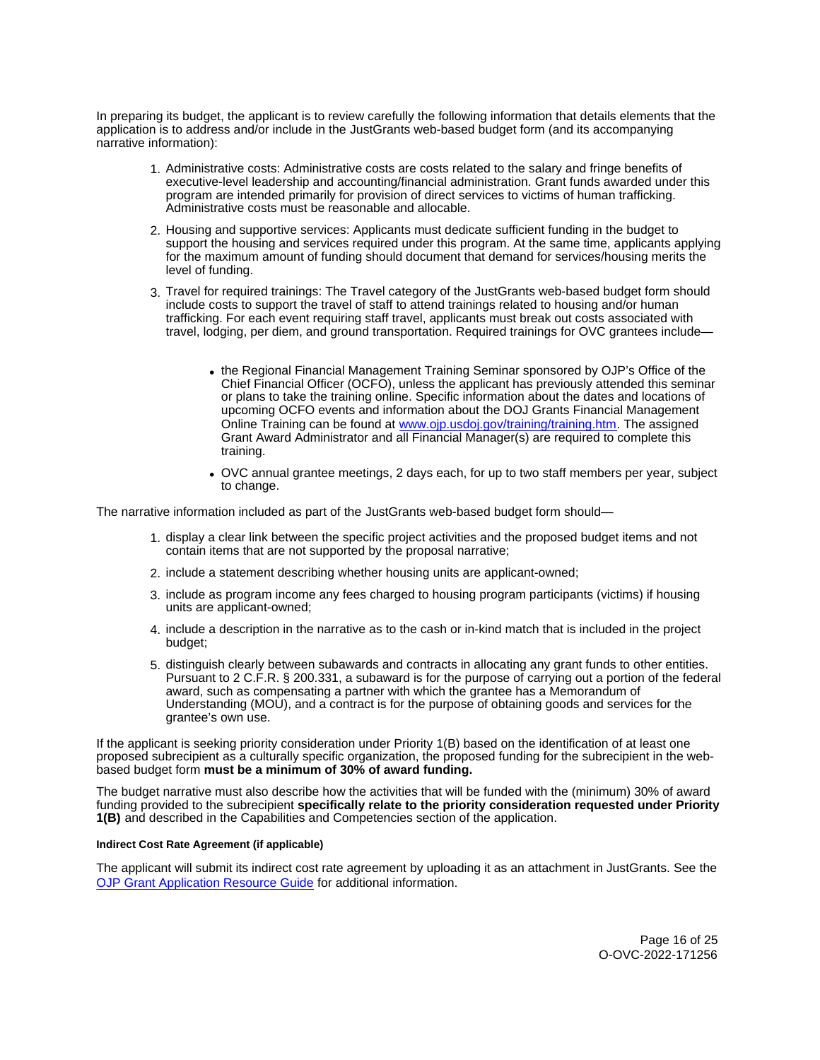In preparing its budget, the applicant is to review carefully the following information that details elements that the application is to address and/or include in the JustGrants web-based budget form (and its accompanying narrative information):

1. Administrative costs: Administrative costs are costs related to the salary and fringe benefits of executive-level leadership and accounting/financial administration. Grant funds awarded under this program are intended primarily for provision of direct services to victims of human trafficking. Administrative costs must be reasonable and allocable.
2. Housing and supportive services: Applicants must dedicate sufficient funding in the budget to support the housing and services required under this program. At the same time, applicants applying for the maximum amount of funding should document that demand for services/housing merits the level of funding.
3. Travel for required trainings: The Travel category of the JustGrants web-based budget form should include costs to support the travel of staff to attend trainings related to housing and/or human trafficking. For each event requiring staff travel, applicants must break out costs associated with travel, lodging, per diem, and ground transportation. Required trainings for OVC grantees include—
    - the Regional Financial Management Training Seminar sponsored by OJP's Office of the Chief Financial Officer (OCFO), unless the applicant has previously attended this seminar or plans to take the training online. Specific information about the dates and locations of upcoming OCFO events and information about the DOJ Grants Financial Management Online Training can be found at [www.ojp.usdoj.gov/training/training.htm](www.ojp.usdoj.gov/training/training.htm). The assigned Grant Award Administrator and all Financial Manager(s) are required to complete this training.
    - OVC annual grantee meetings, 2 days each, for up to two staff members per year, subject to change.

The narrative information included as part of the JustGrants web-based budget form should—

1. display a clear link between the specific project activities and the proposed budget items and not contain items that are not supported by the proposal narrative;
2. include a statement describing whether housing units are applicant-owned;
3. include as program income any fees charged to housing program participants (victims) if housing units are applicant-owned;
4. include a description in the narrative as to the cash or in-kind match that is included in the project budget;
5. distinguish clearly between subawards and contracts in allocating any grant funds to other entities. Pursuant to 2 C.F.R. § 200.331, a subaward is for the purpose of carrying out a portion of the federal award, such as compensating a partner with which the grantee has a Memorandum of Understanding (MOU), and a contract is for the purpose of obtaining goods and services for the grantee's own use.

If the applicant is seeking priority consideration under Priority 1(B) based on the identification of at least one proposed subrecipient as a culturally specific organization, the proposed funding for the subrecipient in the web-based budget form **must be a minimum of 30% of award funding.**

The budget narrative must also describe how the activities that will be funded with the (minimum) 30% of award funding provided to the subrecipient **specifically relate to the priority consideration requested under Priority 1(B)** and described in the Capabilities and Competencies section of the application.

#### Indirect Cost Rate Agreement (if applicable)

The applicant will submit its indirect cost rate agreement by uploading it as an attachment in JustGrants. See the [OJP Grant Application Resource Guide](OJP Grant Application Resource Guide) for additional information.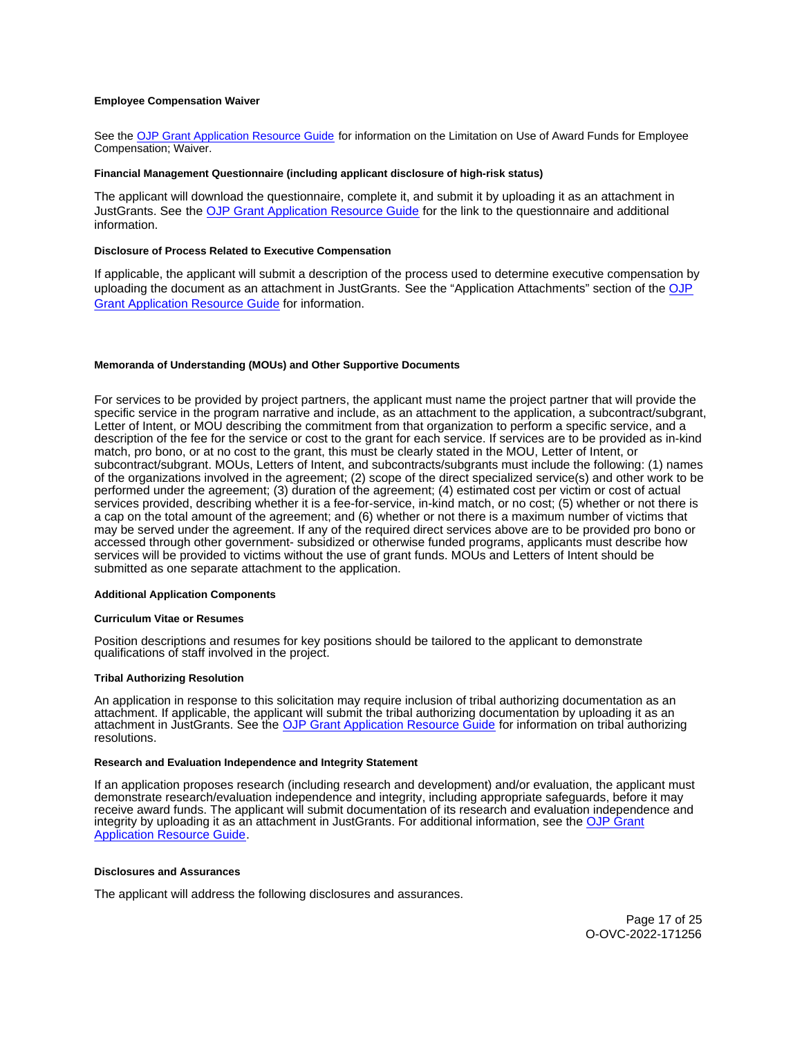#### Employee Compensation Waiver

See the OJP Grant Application Resource Guide for information on the Limitation on Use of Award Funds for Employee Compensation; Waiver.

#### Financial Management Questionnaire (including applicant disclosure of high-risk status)

The applicant will download the questionnaire, complete it, and submit it by uploading it as an attachment in JustGrants. See the OJP Grant Application Resource Guide for the link to the questionnaire and additional information.

#### Disclosure of Process Related to Executive Compensation

If applicable, the applicant will submit a description of the process used to determine executive compensation by uploading the document as an attachment in JustGrants. See the "Application Attachments" section of the OJP Grant Application Resource Guide for information.

#### Memoranda of Understanding (MOUs) and Other Supportive Documents

For services to be provided by project partners, the applicant must name the project partner that will provide the specific service in the program narrative and include, as an attachment to the application, a subcontract/subgrant, Letter of Intent, or MOU describing the commitment from that organization to perform a specific service, and a description of the fee for the service or cost to the grant for each service. If services are to be provided as in-kind match, pro bono, or at no cost to the grant, this must be clearly stated in the MOU, Letter of Intent, or subcontract/subgrant. MOUs, Letters of Intent, and subcontracts/subgrants must include the following: (1) names of the organizations involved in the agreement; (2) scope of the direct specialized service(s) and other work to be performed under the agreement; (3) duration of the agreement; (4) estimated cost per victim or cost of actual services provided, describing whether it is a fee-for-service, in-kind match, or no cost; (5) whether or not there is a cap on the total amount of the agreement; and (6) whether or not there is a maximum number of victims that may be served under the agreement. If any of the required direct services above are to be provided pro bono or accessed through other government- subsidized or otherwise funded programs, applicants must describe how services will be provided to victims without the use of grant funds. MOUs and Letters of Intent should be submitted as one separate attachment to the application.

#### Additional Application Components

#### Curriculum Vitae or Resumes

Position descriptions and resumes for key positions should be tailored to the applicant to demonstrate qualifications of staff involved in the project.

#### Tribal Authorizing Resolution

An application in response to this solicitation may require inclusion of tribal authorizing documentation as an attachment. If applicable, the applicant will submit the tribal authorizing documentation by uploading it as an attachment in JustGrants. See the OJP Grant Application Resource Guide for information on tribal authorizing resolutions.

#### Research and Evaluation Independence and Integrity Statement

If an application proposes research (including research and development) and/or evaluation, the applicant must demonstrate research/evaluation independence and integrity, including appropriate safeguards, before it may receive award funds. The applicant will submit documentation of its research and evaluation independence and integrity by uploading it as an attachment in JustGrants. For additional information, see the OJP Grant Application Resource Guide.

#### Disclosures and Assurances

The applicant will address the following disclosures and assurances.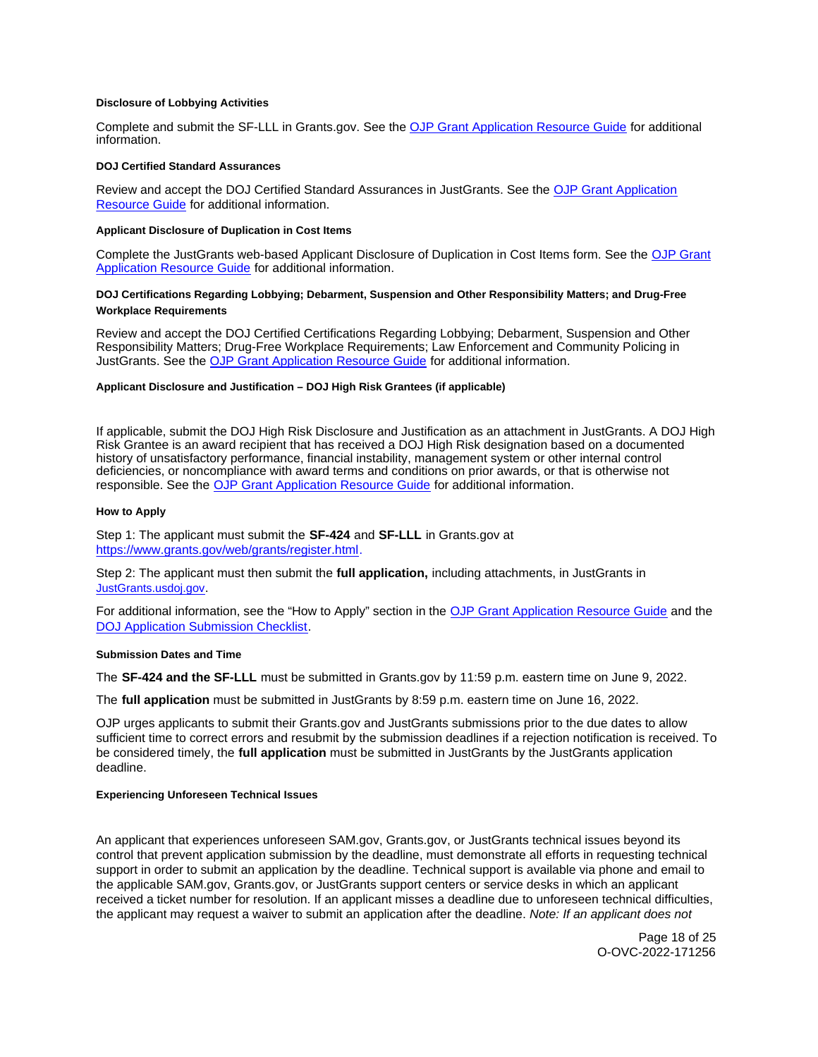#### Disclosure of Lobbying Activities

Complete and submit the SF-LLL in Grants.gov. See the OJP Grant Application Resource Guide for additional information.

#### DOJ Certified Standard Assurances

Review and accept the DOJ Certified Standard Assurances in JustGrants. See the OJP Grant Application Resource Guide for additional information.

#### Applicant Disclosure of Duplication in Cost Items

Complete the JustGrants web-based Applicant Disclosure of Duplication in Cost Items form. See the OJP Grant Application Resource Guide for additional information.

#### DOJ Certifications Regarding Lobbying; Debarment, Suspension and Other Responsibility Matters; and Drug-Free Workplace Requirements

Review and accept the DOJ Certified Certifications Regarding Lobbying; Debarment, Suspension and Other Responsibility Matters; Drug-Free Workplace Requirements; Law Enforcement and Community Policing in JustGrants. See the OJP Grant Application Resource Guide for additional information.

#### Applicant Disclosure and Justification – DOJ High Risk Grantees (if applicable)

If applicable, submit the DOJ High Risk Disclosure and Justification as an attachment in JustGrants. A DOJ High Risk Grantee is an award recipient that has received a DOJ High Risk designation based on a documented history of unsatisfactory performance, financial instability, management system or other internal control deficiencies, or noncompliance with award terms and conditions on prior awards, or that is otherwise not responsible. See the OJP Grant Application Resource Guide for additional information.

#### How to Apply

Step 1: The applicant must submit the **SF-424** and **SF-LLL** in Grants.gov at https://www.grants.gov/web/grants/register.html.

Step 2: The applicant must then submit the **full application,** including attachments, in JustGrants in JustGrants.usdoj.gov.

For additional information, see the "How to Apply" section in the OJP Grant Application Resource Guide and the DOJ Application Submission Checklist.

#### Submission Dates and Time

The **SF-424 and the SF-LLL** must be submitted in Grants.gov by 11:59 p.m. eastern time on June 9, 2022.

The **full application** must be submitted in JustGrants by 8:59 p.m. eastern time on June 16, 2022.

OJP urges applicants to submit their Grants.gov and JustGrants submissions prior to the due dates to allow sufficient time to correct errors and resubmit by the submission deadlines if a rejection notification is received. To be considered timely, the **full application** must be submitted in JustGrants by the JustGrants application deadline.

#### Experiencing Unforeseen Technical Issues

An applicant that experiences unforeseen SAM.gov, Grants.gov, or JustGrants technical issues beyond its control that prevent application submission by the deadline, must demonstrate all efforts in requesting technical support in order to submit an application by the deadline. Technical support is available via phone and email to the applicable SAM.gov, Grants.gov, or JustGrants support centers or service desks in which an applicant received a ticket number for resolution. If an applicant misses a deadline due to unforeseen technical difficulties, the applicant may request a waiver to submit an application after the deadline. *Note: If an applicant does not*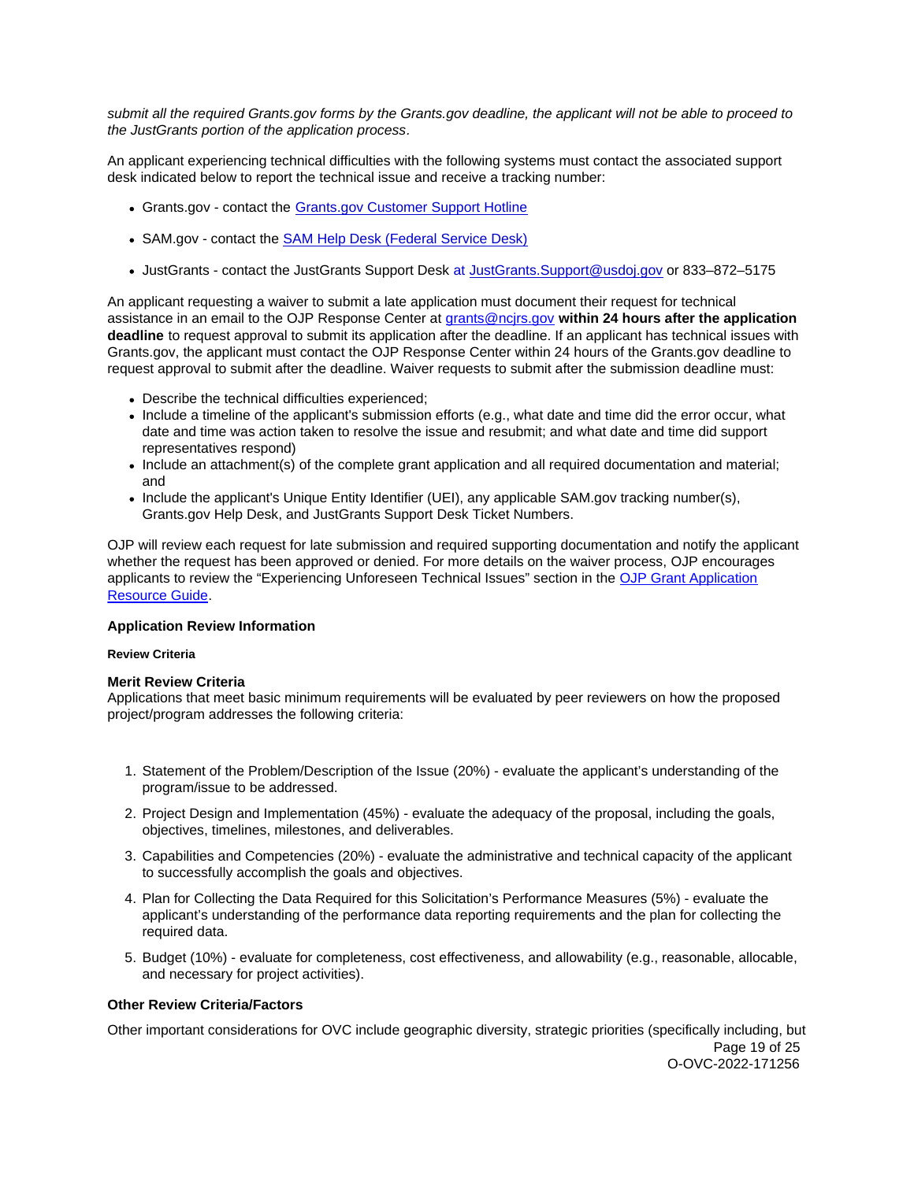*submit all the required Grants.gov forms by the Grants.gov deadline, the applicant will not be able to proceed to the JustGrants portion of the application process*.

An applicant experiencing technical difficulties with the following systems must contact the associated support desk indicated below to report the technical issue and receive a tracking number:

- Grants.gov - contact the [Grants.gov Customer Support Hotline]
- SAM.gov - contact the [SAM Help Desk (Federal Service Desk)]
- JustGrants - contact the JustGrants Support Desk at JustGrants.Support@usdoj.gov or 833–872–5175

An applicant requesting a waiver to submit a late application must document their request for technical assistance in an email to the OJP Response Center at grants@ncjrs.gov **within 24 hours after the application deadline** to request approval to submit its application after the deadline. If an applicant has technical issues with Grants.gov, the applicant must contact the OJP Response Center within 24 hours of the Grants.gov deadline to request approval to submit after the deadline. Waiver requests to submit after the submission deadline must:

- Describe the technical difficulties experienced;
- Include a timeline of the applicant's submission efforts (e.g., what date and time did the error occur, what date and time was action taken to resolve the issue and resubmit; and what date and time did support representatives respond)
- Include an attachment(s) of the complete grant application and all required documentation and material; and
- Include the applicant's Unique Entity Identifier (UEI), any applicable SAM.gov tracking number(s), Grants.gov Help Desk, and JustGrants Support Desk Ticket Numbers.

OJP will review each request for late submission and required supporting documentation and notify the applicant whether the request has been approved or denied. For more details on the waiver process, OJP encourages applicants to review the "Experiencing Unforeseen Technical Issues" section in the [OJP Grant Application Resource Guide].

### Application Review Information

#### Review Criteria

#### Merit Review Criteria

Applications that meet basic minimum requirements will be evaluated by peer reviewers on how the proposed project/program addresses the following criteria:

1. Statement of the Problem/Description of the Issue (20%) - evaluate the applicant's understanding of the program/issue to be addressed.
2. Project Design and Implementation (45%) - evaluate the adequacy of the proposal, including the goals, objectives, timelines, milestones, and deliverables.
3. Capabilities and Competencies (20%) - evaluate the administrative and technical capacity of the applicant to successfully accomplish the goals and objectives.
4. Plan for Collecting the Data Required for this Solicitation's Performance Measures (5%) - evaluate the applicant's understanding of the performance data reporting requirements and the plan for collecting the required data.
5. Budget (10%) - evaluate for completeness, cost effectiveness, and allowability (e.g., reasonable, allocable, and necessary for project activities).

#### Other Review Criteria/Factors

Other important considerations for OVC include geographic diversity, strategic priorities (specifically including, but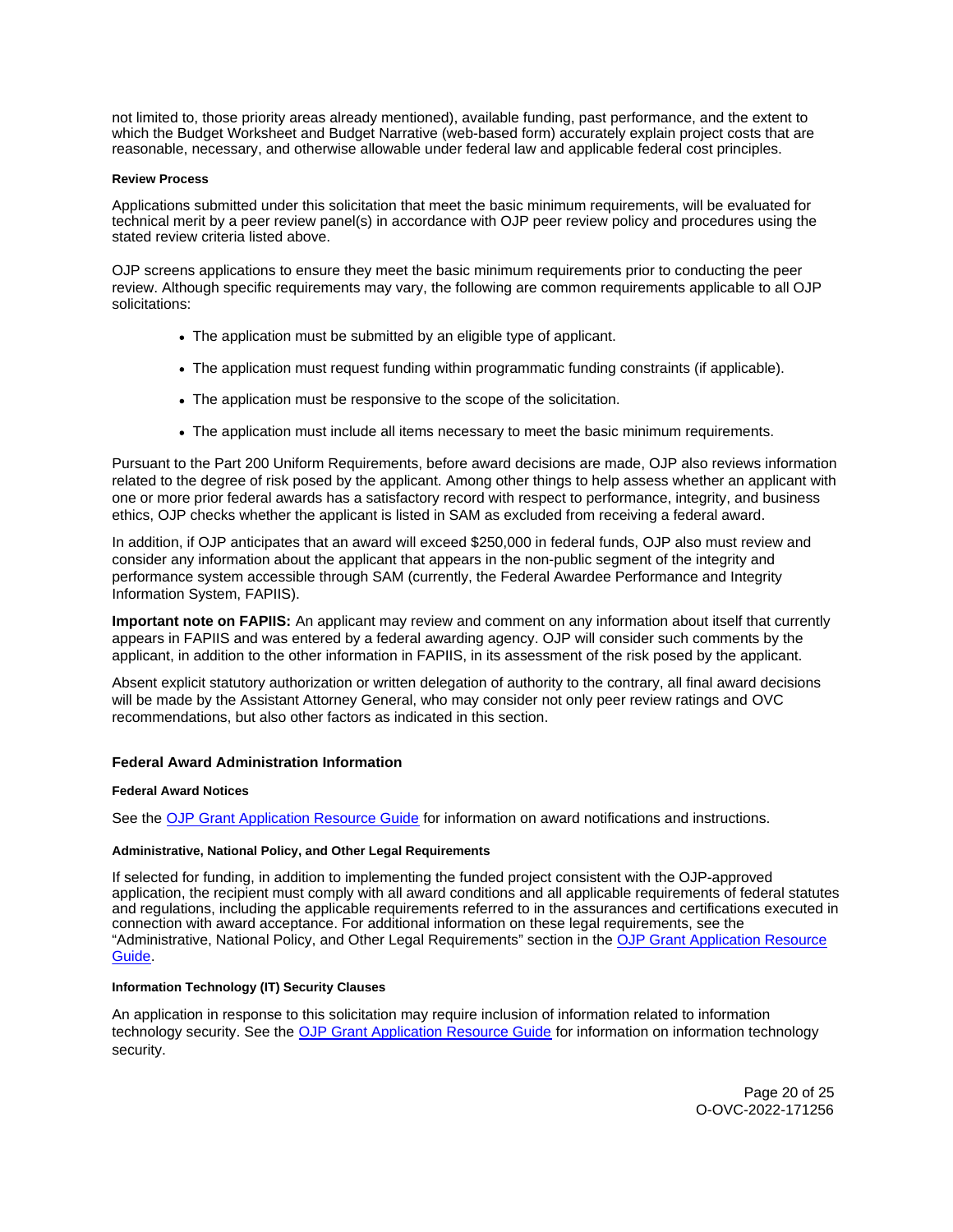not limited to, those priority areas already mentioned), available funding, past performance, and the extent to which the Budget Worksheet and Budget Narrative (web-based form) accurately explain project costs that are reasonable, necessary, and otherwise allowable under federal law and applicable federal cost principles.

#### Review Process

Applications submitted under this solicitation that meet the basic minimum requirements, will be evaluated for technical merit by a peer review panel(s) in accordance with OJP peer review policy and procedures using the stated review criteria listed above.

OJP screens applications to ensure they meet the basic minimum requirements prior to conducting the peer review. Although specific requirements may vary, the following are common requirements applicable to all OJP solicitations:

- The application must be submitted by an eligible type of applicant.
- The application must request funding within programmatic funding constraints (if applicable).
- The application must be responsive to the scope of the solicitation.
- The application must include all items necessary to meet the basic minimum requirements.

Pursuant to the Part 200 Uniform Requirements, before award decisions are made, OJP also reviews information related to the degree of risk posed by the applicant. Among other things to help assess whether an applicant with one or more prior federal awards has a satisfactory record with respect to performance, integrity, and business ethics, OJP checks whether the applicant is listed in SAM as excluded from receiving a federal award.

In addition, if OJP anticipates that an award will exceed $250,000 in federal funds, OJP also must review and consider any information about the applicant that appears in the non-public segment of the integrity and performance system accessible through SAM (currently, the Federal Awardee Performance and Integrity Information System, FAPIIS).

**Important note on FAPIIS:** An applicant may review and comment on any information about itself that currently appears in FAPIIS and was entered by a federal awarding agency. OJP will consider such comments by the applicant, in addition to the other information in FAPIIS, in its assessment of the risk posed by the applicant.

Absent explicit statutory authorization or written delegation of authority to the contrary, all final award decisions will be made by the Assistant Attorney General, who may consider not only peer review ratings and OVC recommendations, but also other factors as indicated in this section.

### Federal Award Administration Information

#### Federal Award Notices

See the OJP Grant Application Resource Guide for information on award notifications and instructions.

#### Administrative, National Policy, and Other Legal Requirements

If selected for funding, in addition to implementing the funded project consistent with the OJP-approved application, the recipient must comply with all award conditions and all applicable requirements of federal statutes and regulations, including the applicable requirements referred to in the assurances and certifications executed in connection with award acceptance. For additional information on these legal requirements, see the "Administrative, National Policy, and Other Legal Requirements" section in the OJP Grant Application Resource Guide.

#### Information Technology (IT) Security Clauses

An application in response to this solicitation may require inclusion of information related to information technology security. See the OJP Grant Application Resource Guide for information on information technology security.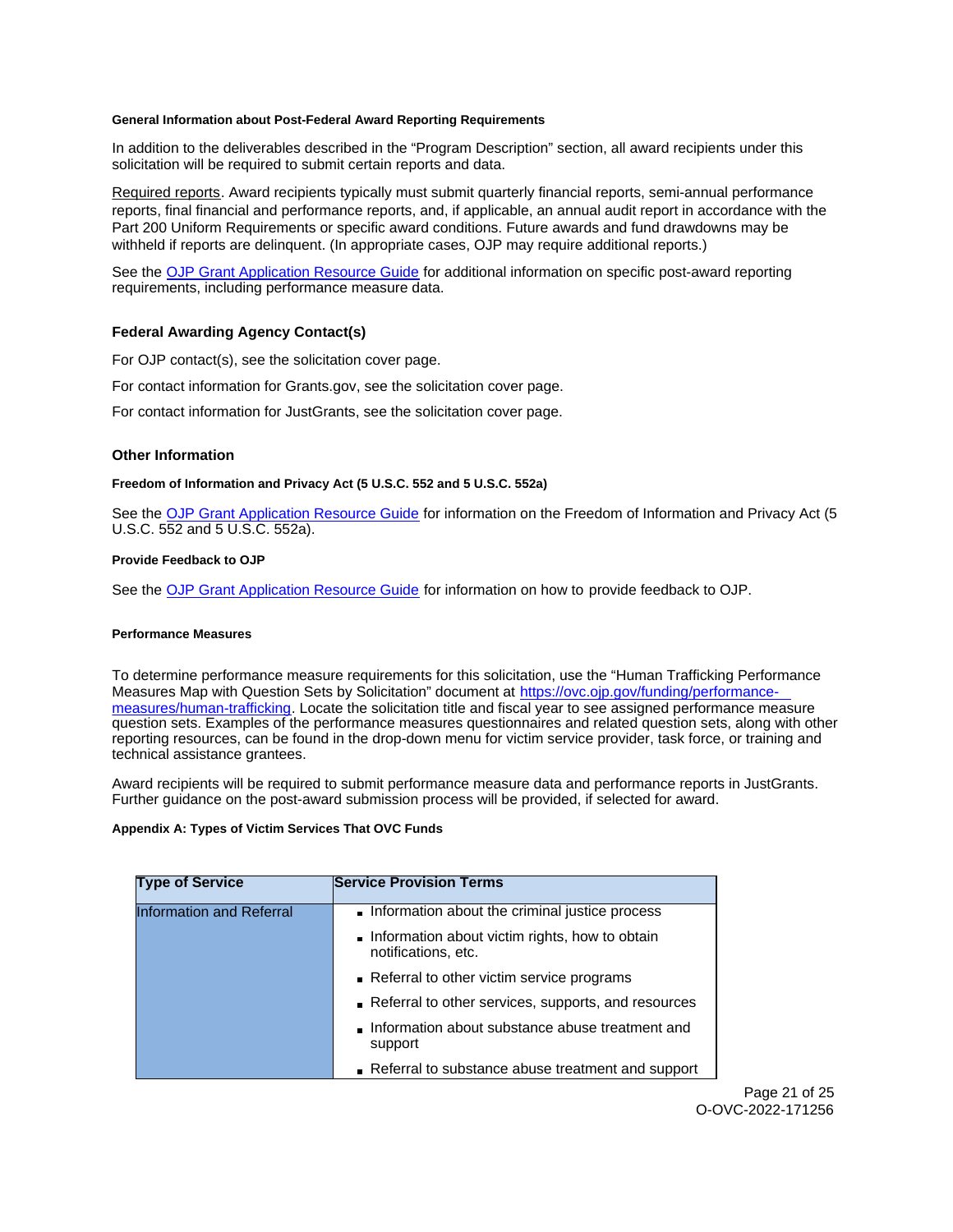#### General Information about Post-Federal Award Reporting Requirements

In addition to the deliverables described in the "Program Description" section, all award recipients under this solicitation will be required to submit certain reports and data.

Required reports. Award recipients typically must submit quarterly financial reports, semi-annual performance reports, final financial and performance reports, and, if applicable, an annual audit report in accordance with the Part 200 Uniform Requirements or specific award conditions. Future awards and fund drawdowns may be withheld if reports are delinquent. (In appropriate cases, OJP may require additional reports.)

See the OJP Grant Application Resource Guide for additional information on specific post-award reporting requirements, including performance measure data.

### Federal Awarding Agency Contact(s)

For OJP contact(s), see the solicitation cover page.

For contact information for Grants.gov, see the solicitation cover page.

For contact information for JustGrants, see the solicitation cover page.

### Other Information

#### Freedom of Information and Privacy Act (5 U.S.C. 552 and 5 U.S.C. 552a)

See the OJP Grant Application Resource Guide for information on the Freedom of Information and Privacy Act (5 U.S.C. 552 and 5 U.S.C. 552a).

#### Provide Feedback to OJP

See the OJP Grant Application Resource Guide for information on how to provide feedback to OJP.

#### Performance Measures

To determine performance measure requirements for this solicitation, use the "Human Trafficking Performance Measures Map with Question Sets by Solicitation" document at https://ovc.ojp.gov/funding/performance-measures/human-trafficking. Locate the solicitation title and fiscal year to see assigned performance measure question sets. Examples of the performance measures questionnaires and related question sets, along with other reporting resources, can be found in the drop-down menu for victim service provider, task force, or training and technical assistance grantees.

Award recipients will be required to submit performance measure data and performance reports in JustGrants. Further guidance on the post-award submission process will be provided, if selected for award.

#### Appendix A: Types of Victim Services That OVC Funds

| Type of Service | Service Provision Terms |
| --- | --- |
| Information and Referral | - Information about the criminal justice process<br>- Information about victim rights, how to obtain notifications, etc.<br>- Referral to other victim service programs<br>- Referral to other services, supports, and resources<br>- Information about substance abuse treatment and support<br>- Referral to substance abuse treatment and support |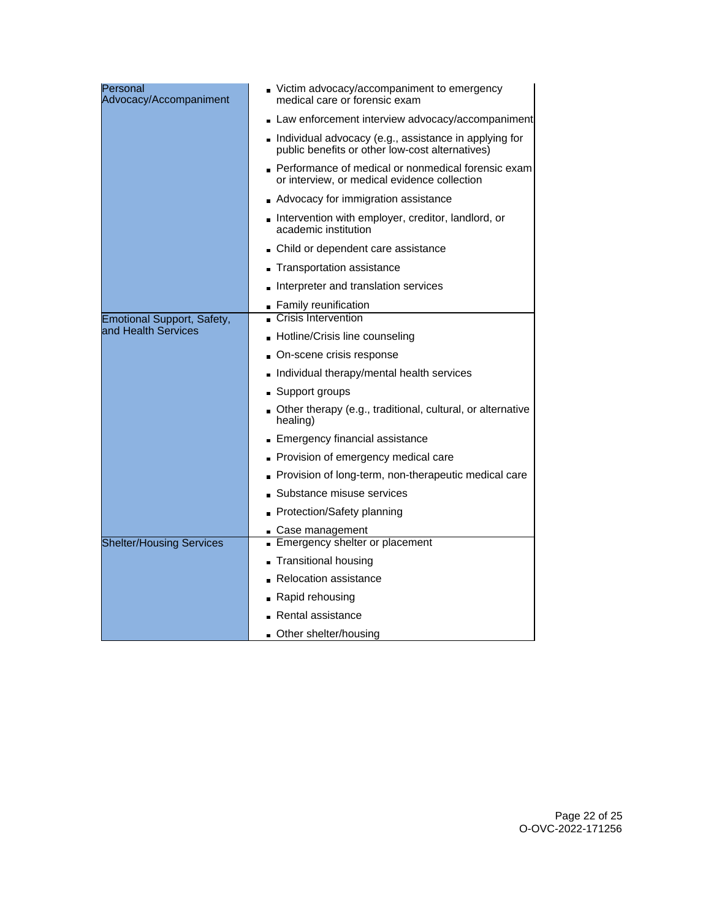| | |
|---|---|
| Personal Advocacy/Accompaniment | - Victim advocacy/accompaniment to emergency medical care or forensic exam<br>- Law enforcement interview advocacy/accompaniment<br>- Individual advocacy (e.g., assistance in applying for public benefits or other low-cost alternatives)<br>- Performance of medical or nonmedical forensic exam or interview, or medical evidence collection<br>- Advocacy for immigration assistance<br>- Intervention with employer, creditor, landlord, or academic institution<br>- Child or dependent care assistance<br>- Transportation assistance<br>- Interpreter and translation services<br>- Family reunification |
| Emotional Support, Safety, and Health Services | - Crisis Intervention<br>- Hotline/Crisis line counseling<br>- On-scene crisis response<br>- Individual therapy/mental health services<br>- Support groups<br>- Other therapy (e.g., traditional, cultural, or alternative healing)<br>- Emergency financial assistance<br>- Provision of emergency medical care<br>- Provision of long-term, non-therapeutic medical care<br>- Substance misuse services<br>- Protection/Safety planning<br>- Case management |
| Shelter/Housing Services | - Emergency shelter or placement<br>- Transitional housing<br>- Relocation assistance<br>- Rapid rehousing<br>- Rental assistance<br>- Other shelter/housing |

O-OVC-2022-171256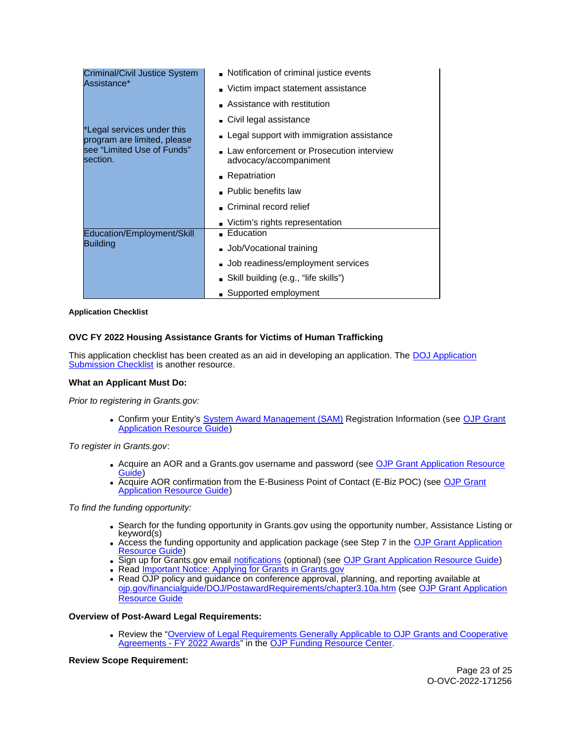| | |
|---|---|
| Criminal/Civil Justice System Assistance\*<br><br>\*Legal services under this program are limited, please see "Limited Use of Funds" section. | - Notification of criminal justice events<br>- Victim impact statement assistance<br>- Assistance with restitution<br>- Civil legal assistance<br>- Legal support with immigration assistance<br>- Law enforcement or Prosecution interview advocacy/accompaniment<br>- Repatriation<br>- Public benefits law<br>- Criminal record relief<br>- Victim's rights representation |
| Education/Employment/Skill Building | - Education<br>- Job/Vocational training<br>- Job readiness/employment services<br>- Skill building (e.g., "life skills")<br>- Supported employment |

**Application Checklist**

**OVC FY 2022 Housing Assistance Grants for Victims of Human Trafficking**

This application checklist has been created as an aid in developing an application. The DOJ Application Submission Checklist is another resource.

**What an Applicant Must Do:**

*Prior to registering in Grants.gov:*

- Confirm your Entity's System Award Management (SAM) Registration Information (see OJP Grant Application Resource Guide)

*To register in Grants.gov*:

- Acquire an AOR and a Grants.gov username and password (see OJP Grant Application Resource Guide)
- Acquire AOR confirmation from the E-Business Point of Contact (E-Biz POC) (see OJP Grant Application Resource Guide)

*To find the funding opportunity:*

- Search for the funding opportunity in Grants.gov using the opportunity number, Assistance Listing or keyword(s)
- Access the funding opportunity and application package (see Step 7 in the OJP Grant Application Resource Guide)
- Sign up for Grants.gov email notifications (optional) (see OJP Grant Application Resource Guide)
- Read Important Notice: Applying for Grants in Grants.gov
- Read OJP policy and guidance on conference approval, planning, and reporting available at ojp.gov/financialguide/DOJ/PostawardRequirements/chapter3.10a.htm (see OJP Grant Application Resource Guide

**Overview of Post-Award Legal Requirements:**

- Review the "Overview of Legal Requirements Generally Applicable to OJP Grants and Cooperative Agreements - FY 2022 Awards" in the OJP Funding Resource Center.

**Review Scope Requirement:**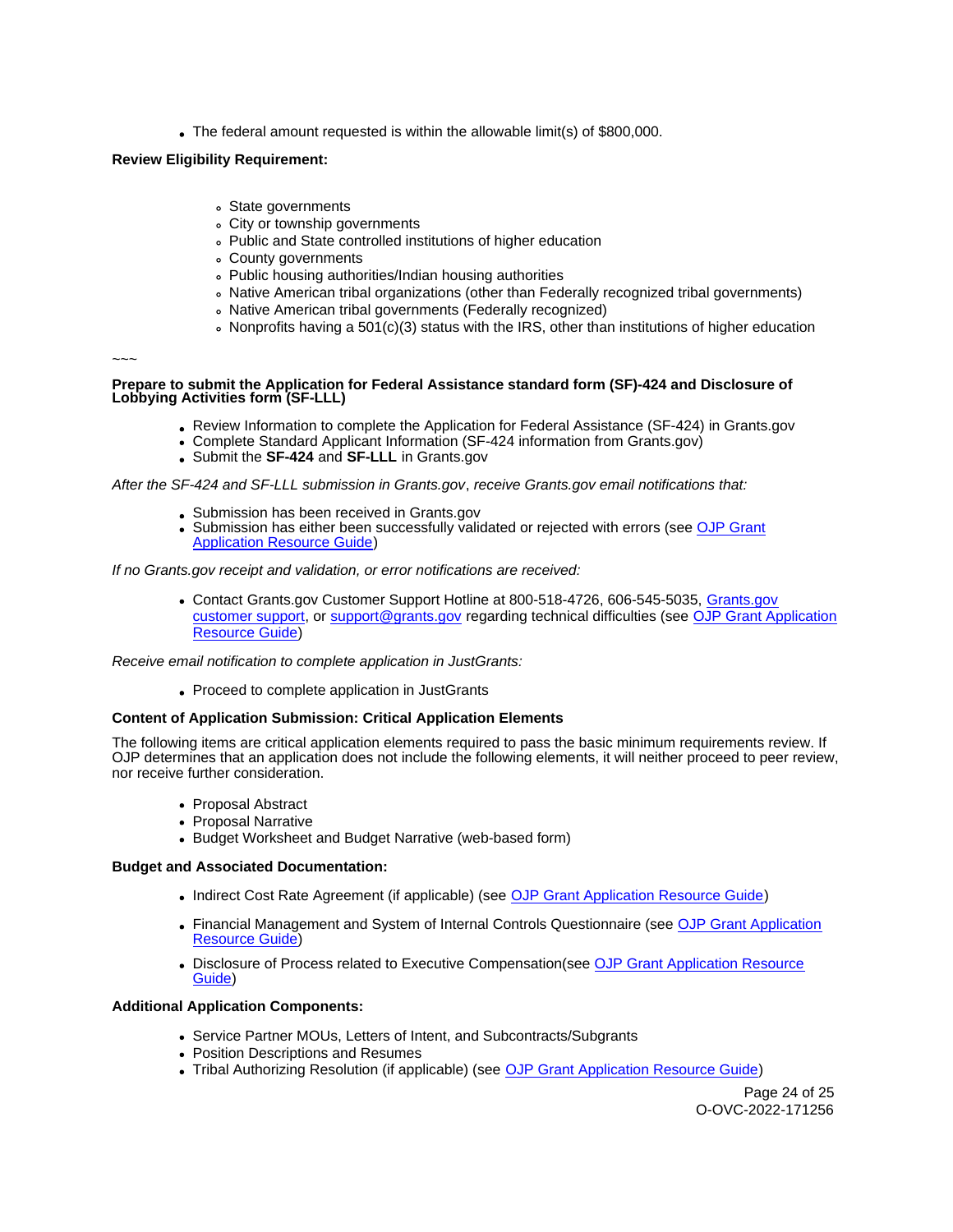- The federal amount requested is within the allowable limit(s) of $800,000.

**Review Eligibility Requirement:**

- State governments
- City or township governments
- Public and State controlled institutions of higher education
- County governments
- Public housing authorities/Indian housing authorities
- Native American tribal organizations (other than Federally recognized tribal governments)
- Native American tribal governments (Federally recognized)
- Nonprofits having a 501(c)(3) status with the IRS, other than institutions of higher education

~~~

**Prepare to submit the Application for Federal Assistance standard form (SF)-424 and Disclosure of Lobbying Activities form (SF-LLL)**

- Review Information to complete the Application for Federal Assistance (SF-424) in Grants.gov
- Complete Standard Applicant Information (SF-424 information from Grants.gov)
- Submit the **SF-424** and **SF-LLL** in Grants.gov

*After the SF-424 and SF-LLL submission in Grants.gov, receive Grants.gov email notifications that:*

- Submission has been received in Grants.gov
- Submission has either been successfully validated or rejected with errors (see OJP Grant Application Resource Guide)

*If no Grants.gov receipt and validation, or error notifications are received:*

- Contact Grants.gov Customer Support Hotline at 800-518-4726, 606-545-5035, Grants.gov customer support, or support@grants.gov regarding technical difficulties (see OJP Grant Application Resource Guide)

*Receive email notification to complete application in JustGrants:*

- Proceed to complete application in JustGrants

**Content of Application Submission: Critical Application Elements**

The following items are critical application elements required to pass the basic minimum requirements review. If OJP determines that an application does not include the following elements, it will neither proceed to peer review, nor receive further consideration.

- Proposal Abstract
- Proposal Narrative
- Budget Worksheet and Budget Narrative (web-based form)

**Budget and Associated Documentation:**

- Indirect Cost Rate Agreement (if applicable) (see OJP Grant Application Resource Guide)
- Financial Management and System of Internal Controls Questionnaire (see OJP Grant Application Resource Guide)
- Disclosure of Process related to Executive Compensation(see OJP Grant Application Resource Guide)

**Additional Application Components:**

- Service Partner MOUs, Letters of Intent, and Subcontracts/Subgrants
- Position Descriptions and Resumes
- Tribal Authorizing Resolution (if applicable) (see OJP Grant Application Resource Guide)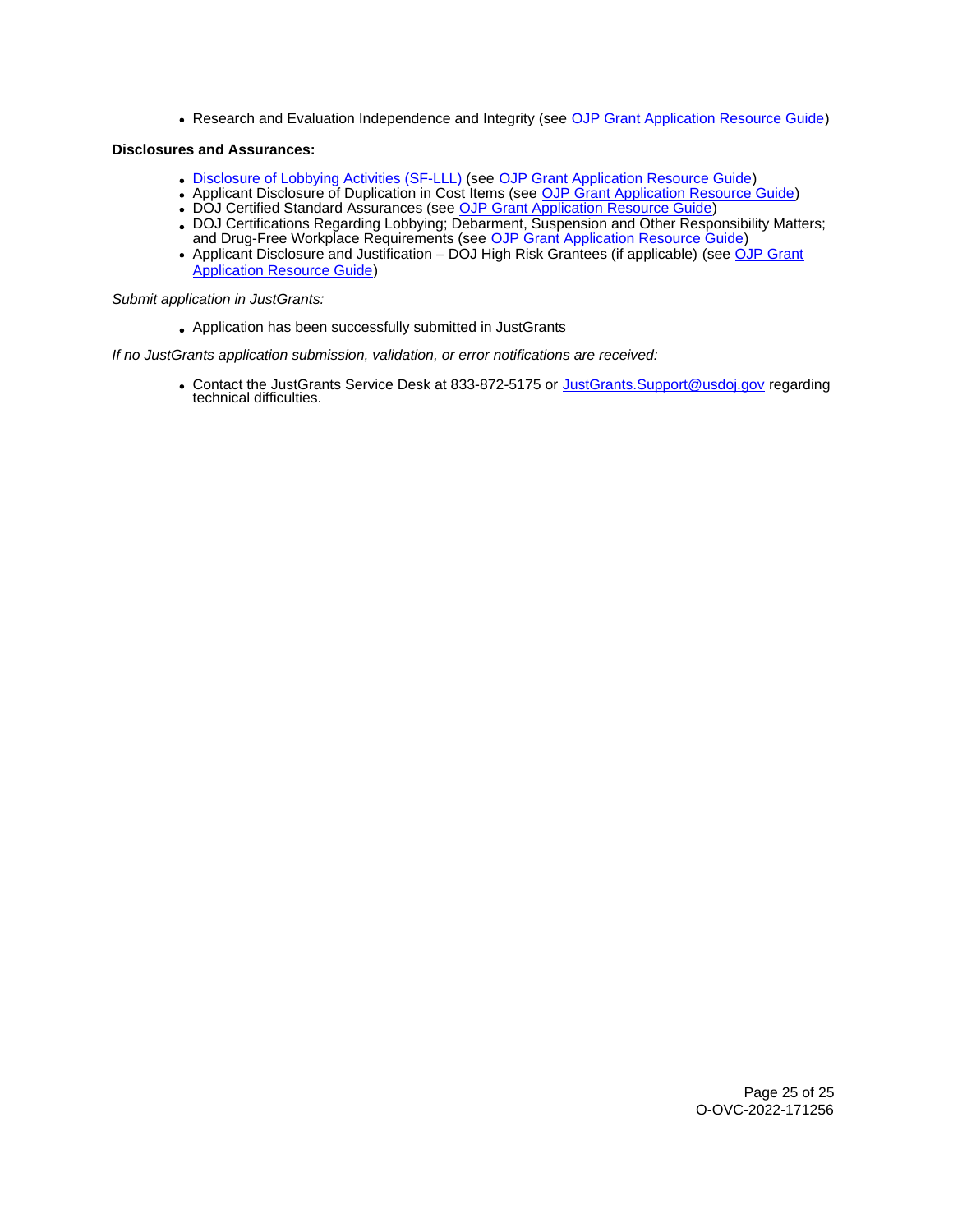- Research and Evaluation Independence and Integrity (see OJP Grant Application Resource Guide)

**Disclosures and Assurances:**

- Disclosure of Lobbying Activities (SF-LLL) (see OJP Grant Application Resource Guide)
- Applicant Disclosure of Duplication in Cost Items (see OJP Grant Application Resource Guide)
- DOJ Certified Standard Assurances (see OJP Grant Application Resource Guide)
- DOJ Certifications Regarding Lobbying; Debarment, Suspension and Other Responsibility Matters; and Drug-Free Workplace Requirements (see OJP Grant Application Resource Guide)
- Applicant Disclosure and Justification – DOJ High Risk Grantees (if applicable) (see OJP Grant Application Resource Guide)

*Submit application in JustGrants:*

- Application has been successfully submitted in JustGrants

*If no JustGrants application submission, validation, or error notifications are received:*

- Contact the JustGrants Service Desk at 833-872-5175 or JustGrants.Support@usdoj.gov regarding technical difficulties.